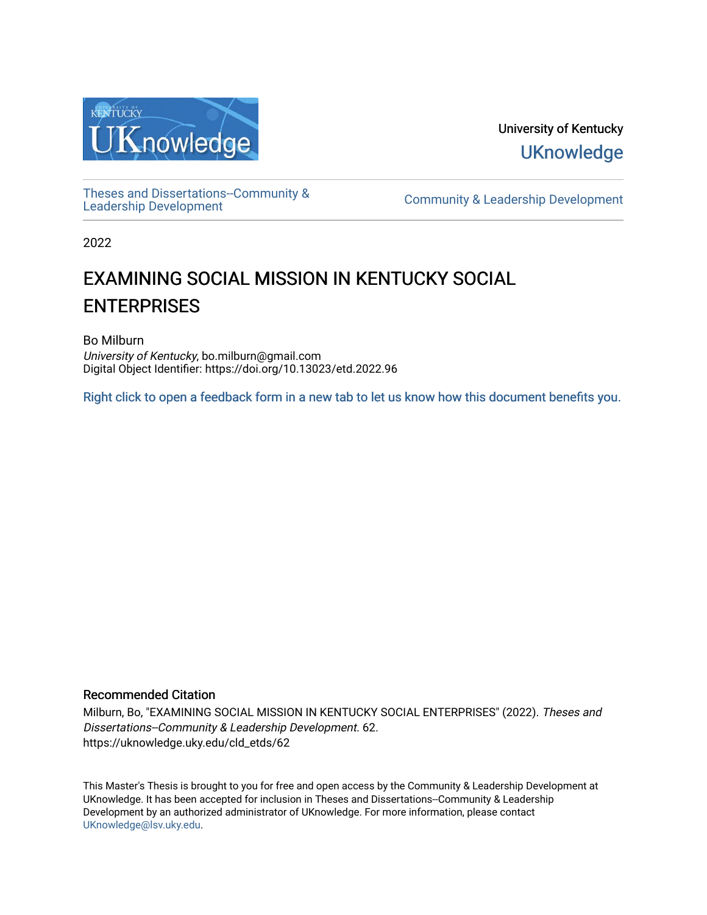University of Kentucky

UKnowledge

Theses and Dissertations--Community & Leadership Development

Community & Leadership Development

2022

# EXAMINING SOCIAL MISSION IN KENTUCKY SOCIAL ENTERPRISES

Bo Milburn
*University of Kentucky*, bo.milburn@gmail.com
Digital Object Identifier: https://doi.org/10.13023/etd.2022.96

Right click to open a feedback form in a new tab to let us know how this document benefits you.

## Recommended Citation

Milburn, Bo, "EXAMINING SOCIAL MISSION IN KENTUCKY SOCIAL ENTERPRISES" (2022). *Theses and Dissertations--Community & Leadership Development*. 62.
https://uknowledge.uky.edu/cld_etds/62

This Master's Thesis is brought to you for free and open access by the Community & Leadership Development at UKnowledge. It has been accepted for inclusion in Theses and Dissertations--Community & Leadership Development by an authorized administrator of UKnowledge. For more information, please contact UKnowledge@lsv.uky.edu.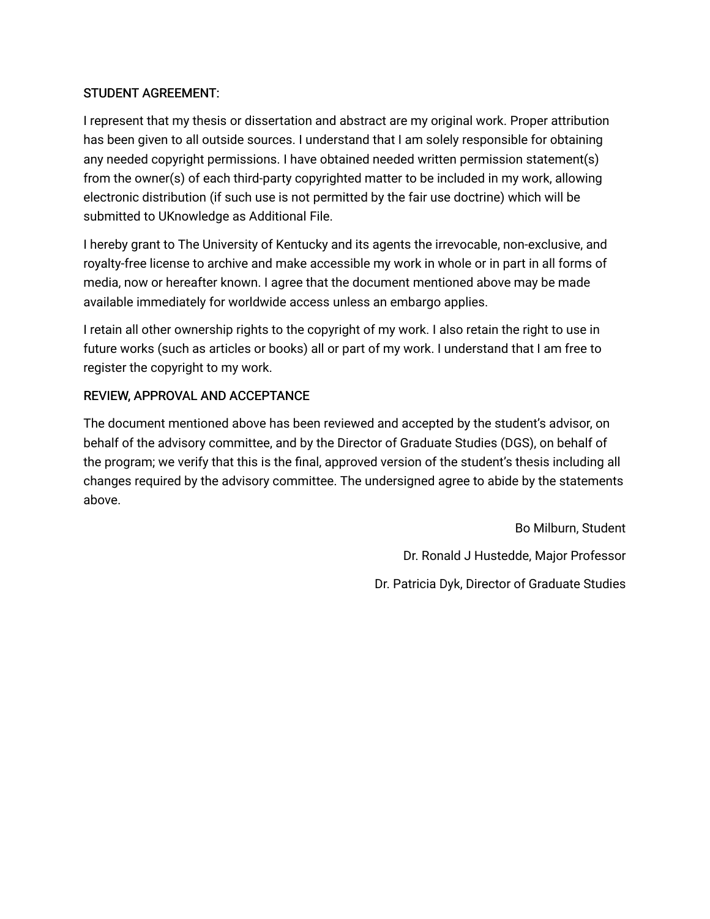STUDENT AGREEMENT:

I represent that my thesis or dissertation and abstract are my original work. Proper attribution has been given to all outside sources. I understand that I am solely responsible for obtaining any needed copyright permissions. I have obtained needed written permission statement(s) from the owner(s) of each third-party copyrighted matter to be included in my work, allowing electronic distribution (if such use is not permitted by the fair use doctrine) which will be submitted to UKnowledge as Additional File.

I hereby grant to The University of Kentucky and its agents the irrevocable, non-exclusive, and royalty-free license to archive and make accessible my work in whole or in part in all forms of media, now or hereafter known. I agree that the document mentioned above may be made available immediately for worldwide access unless an embargo applies.

I retain all other ownership rights to the copyright of my work. I also retain the right to use in future works (such as articles or books) all or part of my work. I understand that I am free to register the copyright to my work.

REVIEW, APPROVAL AND ACCEPTANCE

The document mentioned above has been reviewed and accepted by the student's advisor, on behalf of the advisory committee, and by the Director of Graduate Studies (DGS), on behalf of the program; we verify that this is the final, approved version of the student's thesis including all changes required by the advisory committee. The undersigned agree to abide by the statements above.

Bo Milburn, Student

Dr. Ronald J Hustedde, Major Professor

Dr. Patricia Dyk, Director of Graduate Studies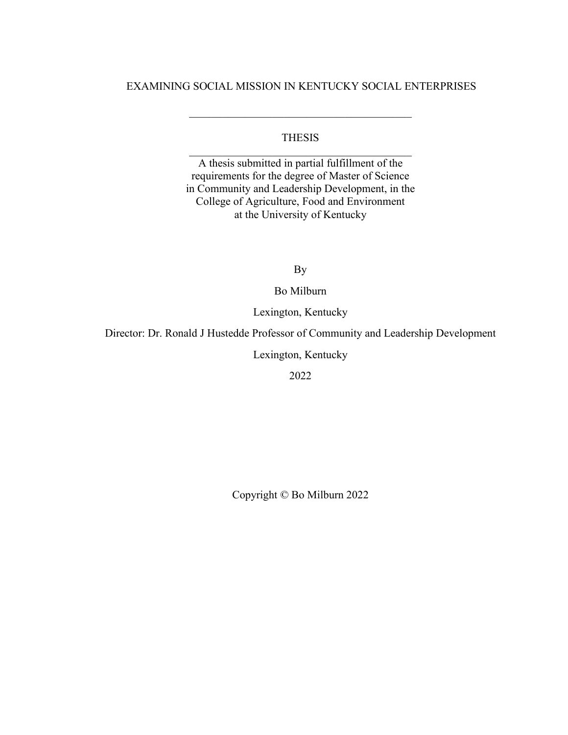# EXAMINING SOCIAL MISSION IN KENTUCKY SOCIAL ENTERPRISES

---

THESIS

---

A thesis submitted in partial fulfillment of the
requirements for the degree of Master of Science
in Community and Leadership Development, in the
College of Agriculture, Food and Environment
at the University of Kentucky

By

Bo Milburn

Lexington, Kentucky

Director: Dr. Ronald J Hustedde Professor of Community and Leadership Development

Lexington, Kentucky

2022

Copyright © Bo Milburn 2022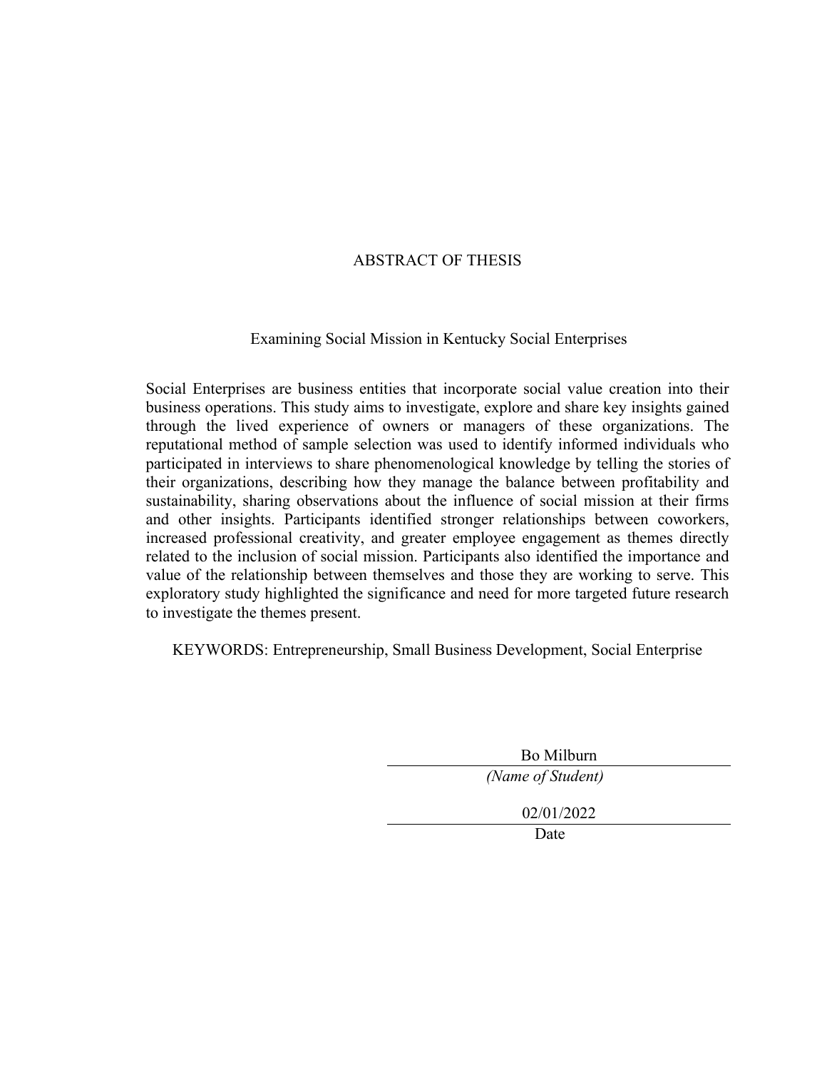# ABSTRACT OF THESIS

## Examining Social Mission in Kentucky Social Enterprises

Social Enterprises are business entities that incorporate social value creation into their business operations. This study aims to investigate, explore and share key insights gained through the lived experience of owners or managers of these organizations. The reputational method of sample selection was used to identify informed individuals who participated in interviews to share phenomenological knowledge by telling the stories of their organizations, describing how they manage the balance between profitability and sustainability, sharing observations about the influence of social mission at their firms and other insights. Participants identified stronger relationships between coworkers, increased professional creativity, and greater employee engagement as themes directly related to the inclusion of social mission. Participants also identified the importance and value of the relationship between themselves and those they are working to serve. This exploratory study highlighted the significance and need for more targeted future research to investigate the themes present.

KEYWORDS: Entrepreneurship, Small Business Development, Social Enterprise

Bo Milburn
*(Name of Student)*

02/01/2022
Date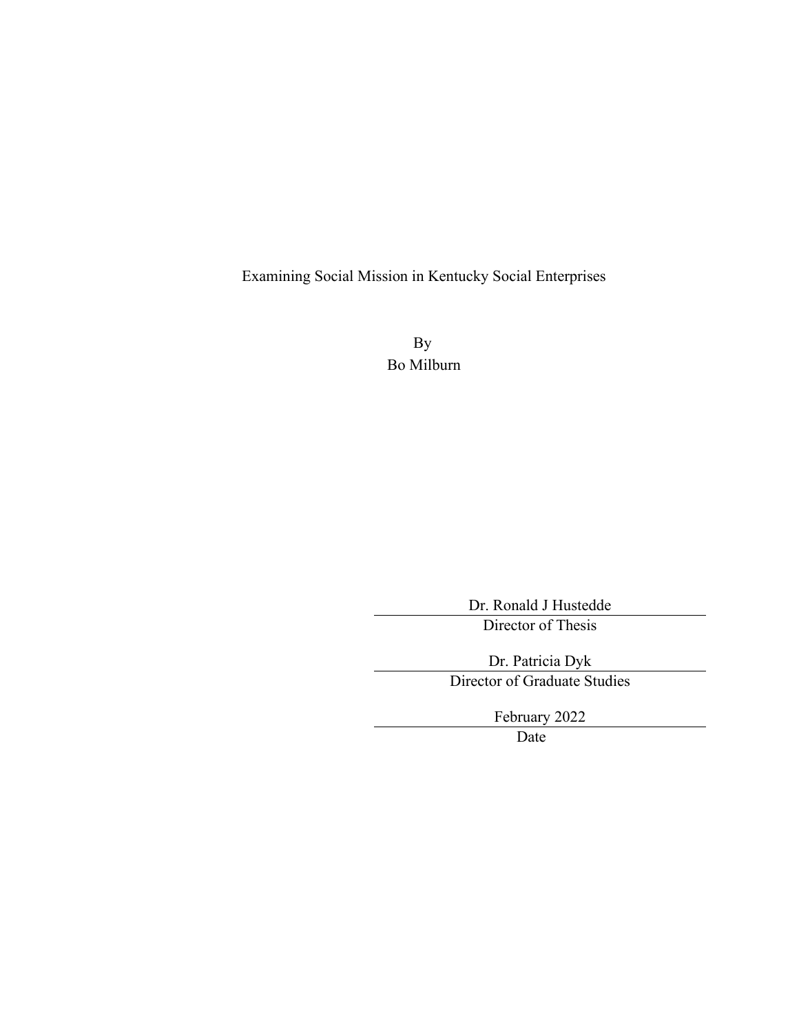Examining Social Mission in Kentucky Social Enterprises

By

Bo Milburn

Dr. Ronald J Hustedde

Director of Thesis

Dr. Patricia Dyk

Director of Graduate Studies

February 2022

Date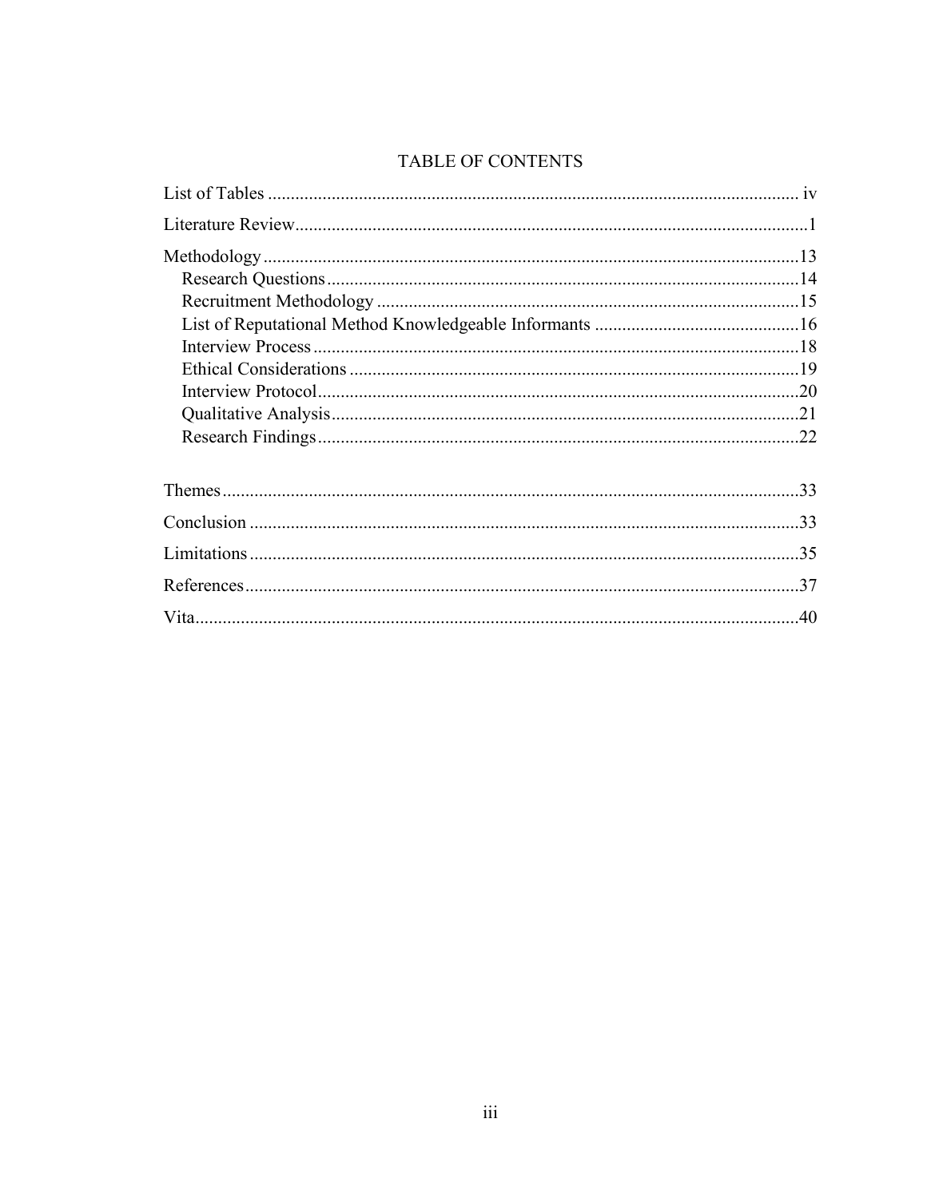# TABLE OF CONTENTS

List of Tables ..................................................................................................... iv

Literature Review................................................................................................1

Methodology......................................................................................................13
- Research Questions.......................................................................................14
- Recruitment Methodology ............................................................................15
- List of Reputational Method Knowledgeable Informants .............................16
- Interview Process...........................................................................................18
- Ethical Considerations ..................................................................................19
- Interview Protocol..........................................................................................20
- Qualitative Analysis.......................................................................................21
- Research Findings..........................................................................................22

Themes...............................................................................................................33

Conclusion .........................................................................................................33

Limitations.........................................................................................................35

References..........................................................................................................37

Vita.....................................................................................................................40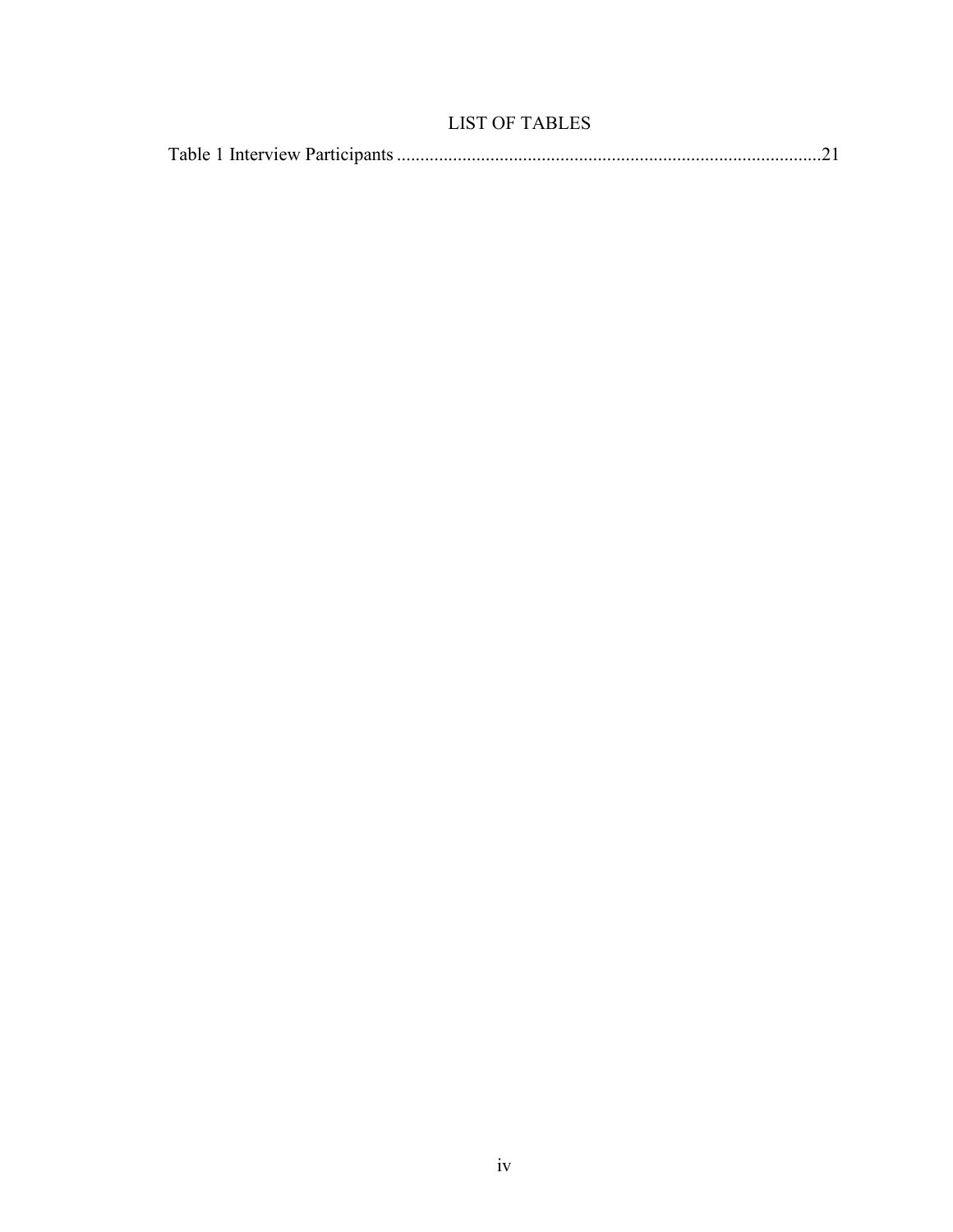# LIST OF TABLES

Table 1 Interview Participants ....................................................................................21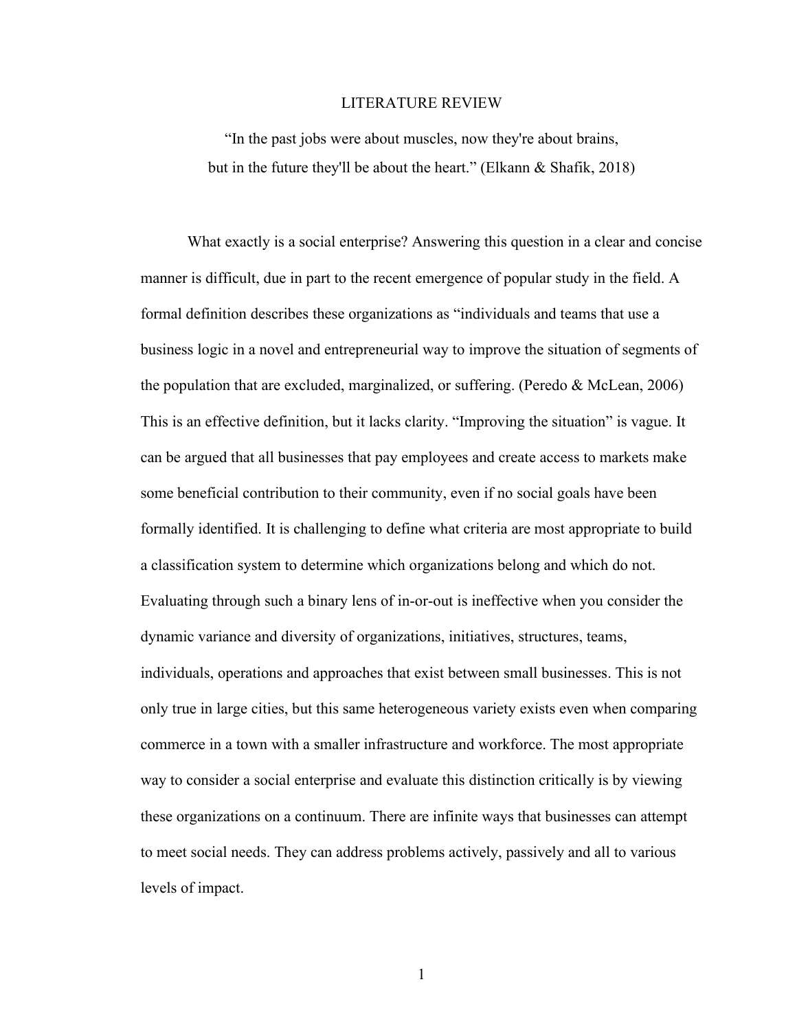# LITERATURE REVIEW

"In the past jobs were about muscles, now they're about brains,
but in the future they'll be about the heart." (Elkann & Shafik, 2018)

What exactly is a social enterprise? Answering this question in a clear and concise manner is difficult, due in part to the recent emergence of popular study in the field. A formal definition describes these organizations as "individuals and teams that use a business logic in a novel and entrepreneurial way to improve the situation of segments of the population that are excluded, marginalized, or suffering. (Peredo & McLean, 2006) This is an effective definition, but it lacks clarity. "Improving the situation" is vague. It can be argued that all businesses that pay employees and create access to markets make some beneficial contribution to their community, even if no social goals have been formally identified. It is challenging to define what criteria are most appropriate to build a classification system to determine which organizations belong and which do not. Evaluating through such a binary lens of in-or-out is ineffective when you consider the dynamic variance and diversity of organizations, initiatives, structures, teams, individuals, operations and approaches that exist between small businesses. This is not only true in large cities, but this same heterogeneous variety exists even when comparing commerce in a town with a smaller infrastructure and workforce. The most appropriate way to consider a social enterprise and evaluate this distinction critically is by viewing these organizations on a continuum. There are infinite ways that businesses can attempt to meet social needs. They can address problems actively, passively and all to various levels of impact.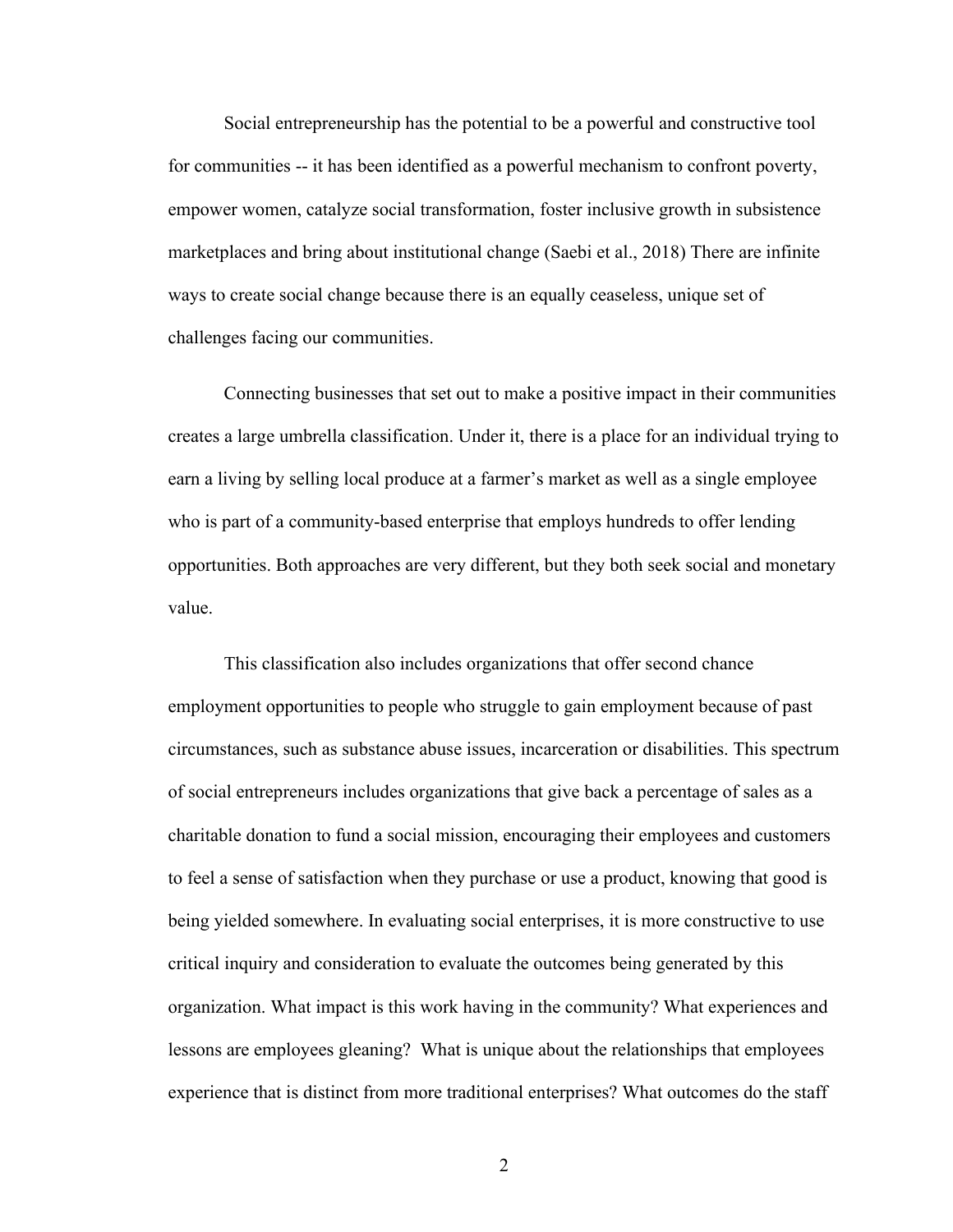Social entrepreneurship has the potential to be a powerful and constructive tool for communities -- it has been identified as a powerful mechanism to confront poverty, empower women, catalyze social transformation, foster inclusive growth in subsistence marketplaces and bring about institutional change (Saebi et al., 2018) There are infinite ways to create social change because there is an equally ceaseless, unique set of challenges facing our communities.

Connecting businesses that set out to make a positive impact in their communities creates a large umbrella classification. Under it, there is a place for an individual trying to earn a living by selling local produce at a farmer's market as well as a single employee who is part of a community-based enterprise that employs hundreds to offer lending opportunities. Both approaches are very different, but they both seek social and monetary value.

This classification also includes organizations that offer second chance employment opportunities to people who struggle to gain employment because of past circumstances, such as substance abuse issues, incarceration or disabilities. This spectrum of social entrepreneurs includes organizations that give back a percentage of sales as a charitable donation to fund a social mission, encouraging their employees and customers to feel a sense of satisfaction when they purchase or use a product, knowing that good is being yielded somewhere. In evaluating social enterprises, it is more constructive to use critical inquiry and consideration to evaluate the outcomes being generated by this organization. What impact is this work having in the community? What experiences and lessons are employees gleaning? What is unique about the relationships that employees experience that is distinct from more traditional enterprises? What outcomes do the staff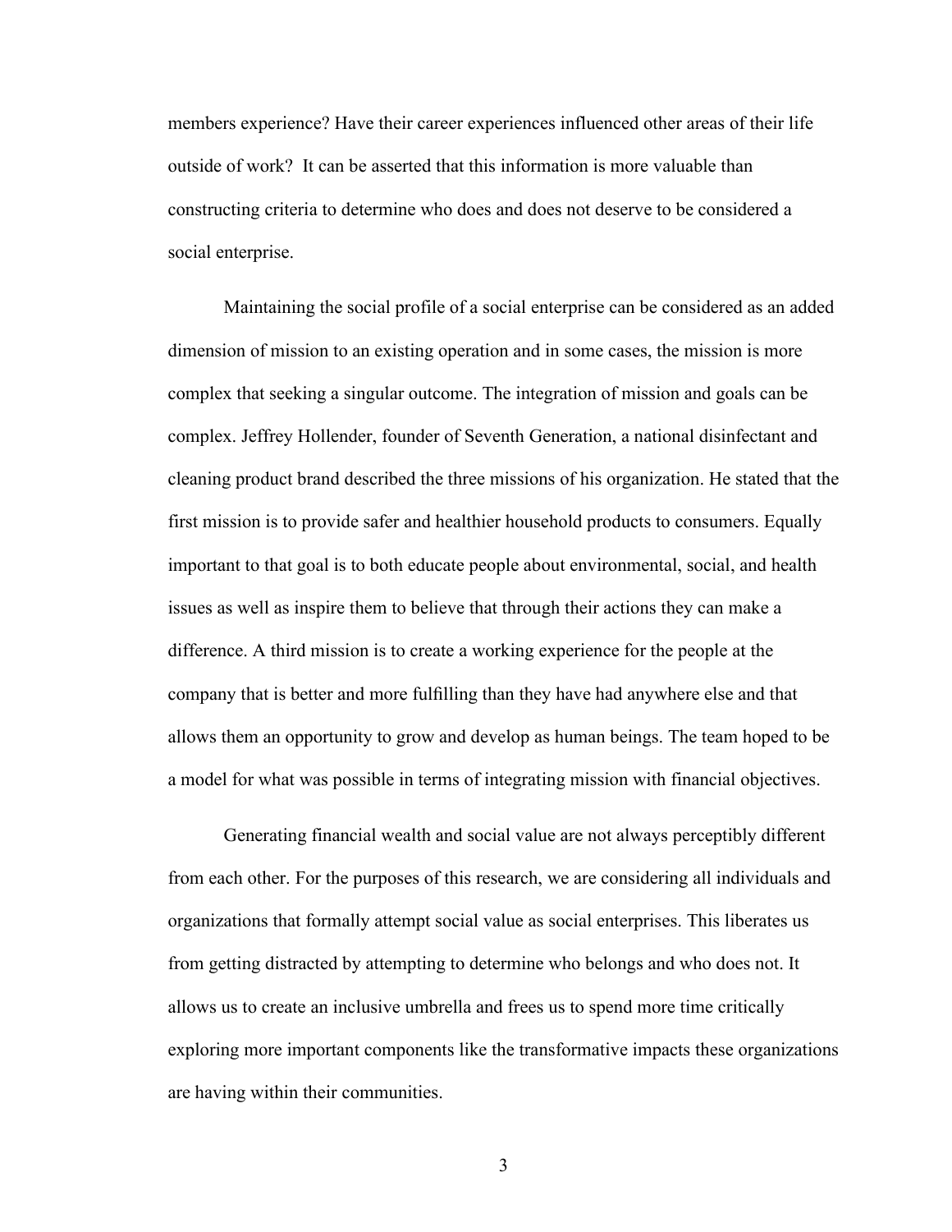members experience? Have their career experiences influenced other areas of their life outside of work? It can be asserted that this information is more valuable than constructing criteria to determine who does and does not deserve to be considered a social enterprise.

Maintaining the social profile of a social enterprise can be considered as an added dimension of mission to an existing operation and in some cases, the mission is more complex that seeking a singular outcome. The integration of mission and goals can be complex. Jeffrey Hollender, founder of Seventh Generation, a national disinfectant and cleaning product brand described the three missions of his organization. He stated that the first mission is to provide safer and healthier household products to consumers. Equally important to that goal is to both educate people about environmental, social, and health issues as well as inspire them to believe that through their actions they can make a difference. A third mission is to create a working experience for the people at the company that is better and more fulfilling than they have had anywhere else and that allows them an opportunity to grow and develop as human beings. The team hoped to be a model for what was possible in terms of integrating mission with financial objectives.

Generating financial wealth and social value are not always perceptibly different from each other. For the purposes of this research, we are considering all individuals and organizations that formally attempt social value as social enterprises. This liberates us from getting distracted by attempting to determine who belongs and who does not. It allows us to create an inclusive umbrella and frees us to spend more time critically exploring more important components like the transformative impacts these organizations are having within their communities.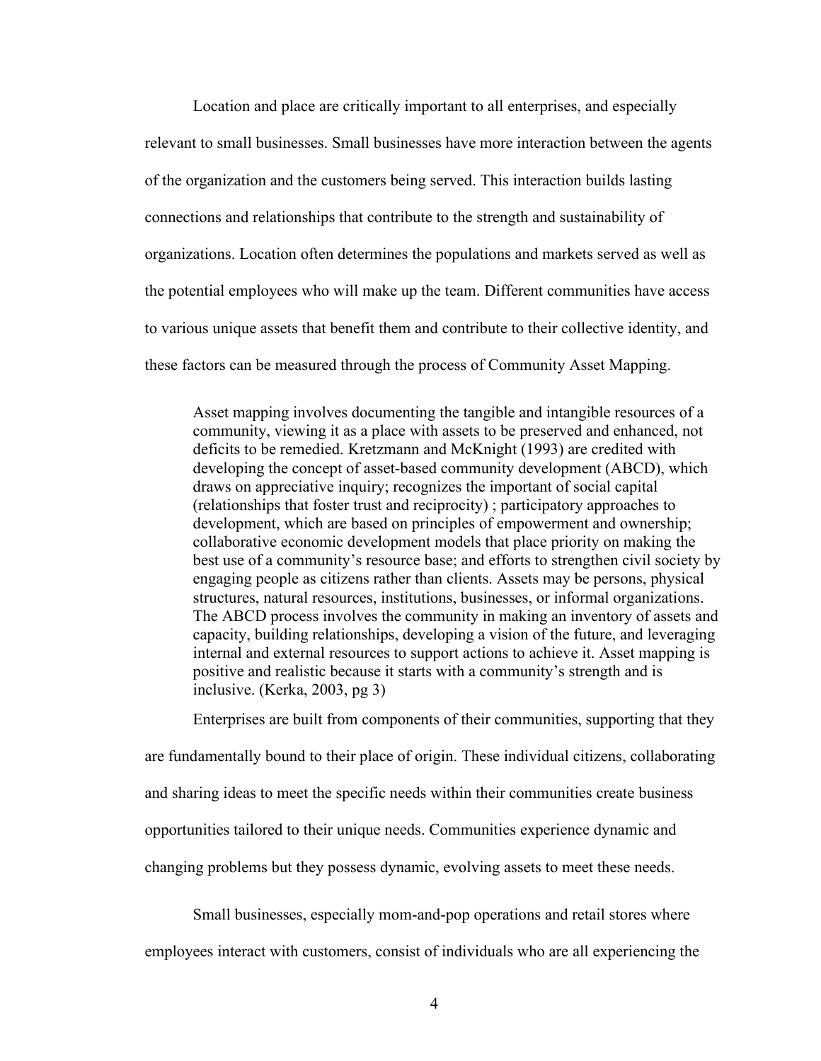Location and place are critically important to all enterprises, and especially relevant to small businesses. Small businesses have more interaction between the agents of the organization and the customers being served. This interaction builds lasting connections and relationships that contribute to the strength and sustainability of organizations. Location often determines the populations and markets served as well as the potential employees who will make up the team. Different communities have access to various unique assets that benefit them and contribute to their collective identity, and these factors can be measured through the process of Community Asset Mapping.

> Asset mapping involves documenting the tangible and intangible resources of a community, viewing it as a place with assets to be preserved and enhanced, not deficits to be remedied. Kretzmann and McKnight (1993) are credited with developing the concept of asset-based community development (ABCD), which draws on appreciative inquiry; recognizes the important of social capital (relationships that foster trust and reciprocity) ; participatory approaches to development, which are based on principles of empowerment and ownership; collaborative economic development models that place priority on making the best use of a community's resource base; and efforts to strengthen civil society by engaging people as citizens rather than clients. Assets may be persons, physical structures, natural resources, institutions, businesses, or informal organizations. The ABCD process involves the community in making an inventory of assets and capacity, building relationships, developing a vision of the future, and leveraging internal and external resources to support actions to achieve it. Asset mapping is positive and realistic because it starts with a community's strength and is inclusive. (Kerka, 2003, pg 3)

Enterprises are built from components of their communities, supporting that they are fundamentally bound to their place of origin. These individual citizens, collaborating and sharing ideas to meet the specific needs within their communities create business opportunities tailored to their unique needs. Communities experience dynamic and changing problems but they possess dynamic, evolving assets to meet these needs.

Small businesses, especially mom-and-pop operations and retail stores where employees interact with customers, consist of individuals who are all experiencing the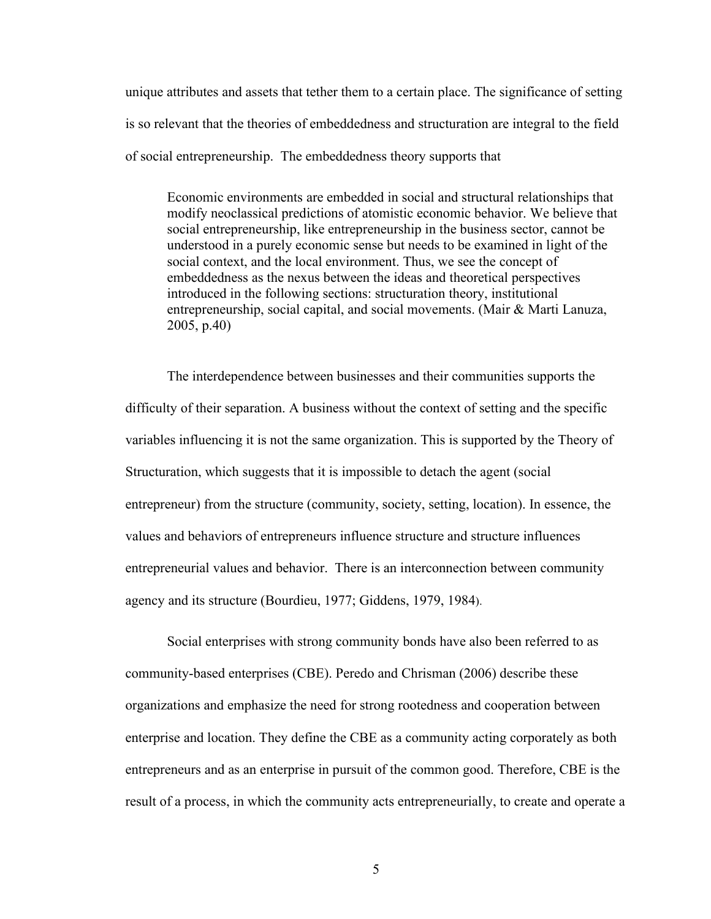unique attributes and assets that tether them to a certain place. The significance of setting is so relevant that the theories of embeddedness and structuration are integral to the field of social entrepreneurship. The embeddedness theory supports that

> Economic environments are embedded in social and structural relationships that modify neoclassical predictions of atomistic economic behavior. We believe that social entrepreneurship, like entrepreneurship in the business sector, cannot be understood in a purely economic sense but needs to be examined in light of the social context, and the local environment. Thus, we see the concept of embeddedness as the nexus between the ideas and theoretical perspectives introduced in the following sections: structuration theory, institutional entrepreneurship, social capital, and social movements. (Mair & Marti Lanuza, 2005, p.40)

The interdependence between businesses and their communities supports the difficulty of their separation. A business without the context of setting and the specific variables influencing it is not the same organization. This is supported by the Theory of Structuration, which suggests that it is impossible to detach the agent (social entrepreneur) from the structure (community, society, setting, location). In essence, the values and behaviors of entrepreneurs influence structure and structure influences entrepreneurial values and behavior. There is an interconnection between community agency and its structure (Bourdieu, 1977; Giddens, 1979, 1984).

Social enterprises with strong community bonds have also been referred to as community-based enterprises (CBE). Peredo and Chrisman (2006) describe these organizations and emphasize the need for strong rootedness and cooperation between enterprise and location. They define the CBE as a community acting corporately as both entrepreneurs and as an enterprise in pursuit of the common good. Therefore, CBE is the result of a process, in which the community acts entrepreneurially, to create and operate a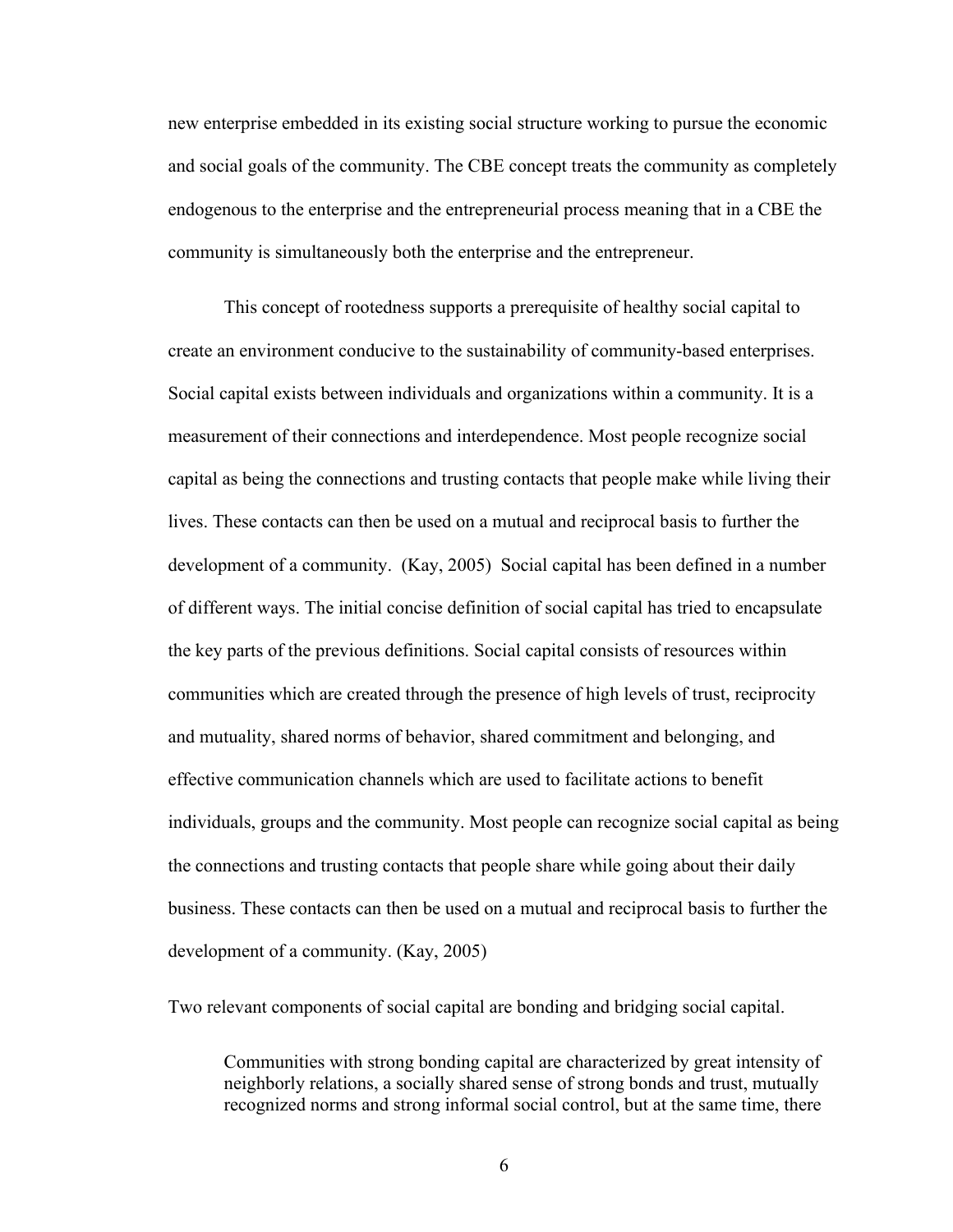new enterprise embedded in its existing social structure working to pursue the economic and social goals of the community. The CBE concept treats the community as completely endogenous to the enterprise and the entrepreneurial process meaning that in a CBE the community is simultaneously both the enterprise and the entrepreneur.

This concept of rootedness supports a prerequisite of healthy social capital to create an environment conducive to the sustainability of community-based enterprises. Social capital exists between individuals and organizations within a community. It is a measurement of their connections and interdependence. Most people recognize social capital as being the connections and trusting contacts that people make while living their lives. These contacts can then be used on a mutual and reciprocal basis to further the development of a community. (Kay, 2005) Social capital has been defined in a number of different ways. The initial concise definition of social capital has tried to encapsulate the key parts of the previous definitions. Social capital consists of resources within communities which are created through the presence of high levels of trust, reciprocity and mutuality, shared norms of behavior, shared commitment and belonging, and effective communication channels which are used to facilitate actions to benefit individuals, groups and the community. Most people can recognize social capital as being the connections and trusting contacts that people share while going about their daily business. These contacts can then be used on a mutual and reciprocal basis to further the development of a community. (Kay, 2005)

Two relevant components of social capital are bonding and bridging social capital.

> Communities with strong bonding capital are characterized by great intensity of neighborly relations, a socially shared sense of strong bonds and trust, mutually recognized norms and strong informal social control, but at the same time, there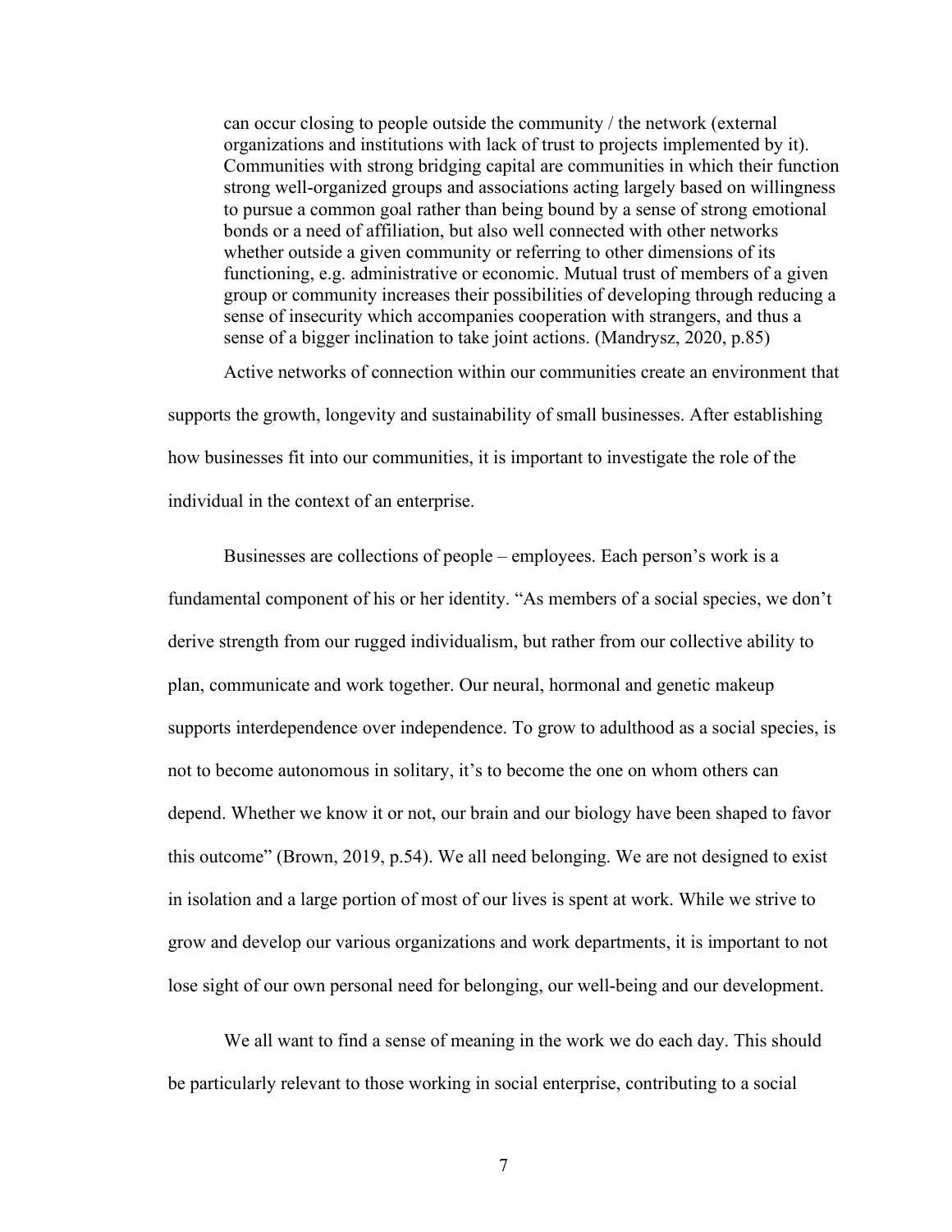> can occur closing to people outside the community / the network (external organizations and institutions with lack of trust to projects implemented by it). Communities with strong bridging capital are communities in which their function strong well-organized groups and associations acting largely based on willingness to pursue a common goal rather than being bound by a sense of strong emotional bonds or a need of affiliation, but also well connected with other networks whether outside a given community or referring to other dimensions of its functioning, e.g. administrative or economic. Mutual trust of members of a given group or community increases their possibilities of developing through reducing a sense of insecurity which accompanies cooperation with strangers, and thus a sense of a bigger inclination to take joint actions. (Mandrysz, 2020, p.85)

Active networks of connection within our communities create an environment that supports the growth, longevity and sustainability of small businesses. After establishing how businesses fit into our communities, it is important to investigate the role of the individual in the context of an enterprise.

Businesses are collections of people – employees. Each person's work is a fundamental component of his or her identity. "As members of a social species, we don't derive strength from our rugged individualism, but rather from our collective ability to plan, communicate and work together. Our neural, hormonal and genetic makeup supports interdependence over independence. To grow to adulthood as a social species, is not to become autonomous in solitary, it's to become the one on whom others can depend. Whether we know it or not, our brain and our biology have been shaped to favor this outcome" (Brown, 2019, p.54). We all need belonging. We are not designed to exist in isolation and a large portion of most of our lives is spent at work. While we strive to grow and develop our various organizations and work departments, it is important to not lose sight of our own personal need for belonging, our well-being and our development.

We all want to find a sense of meaning in the work we do each day. This should be particularly relevant to those working in social enterprise, contributing to a social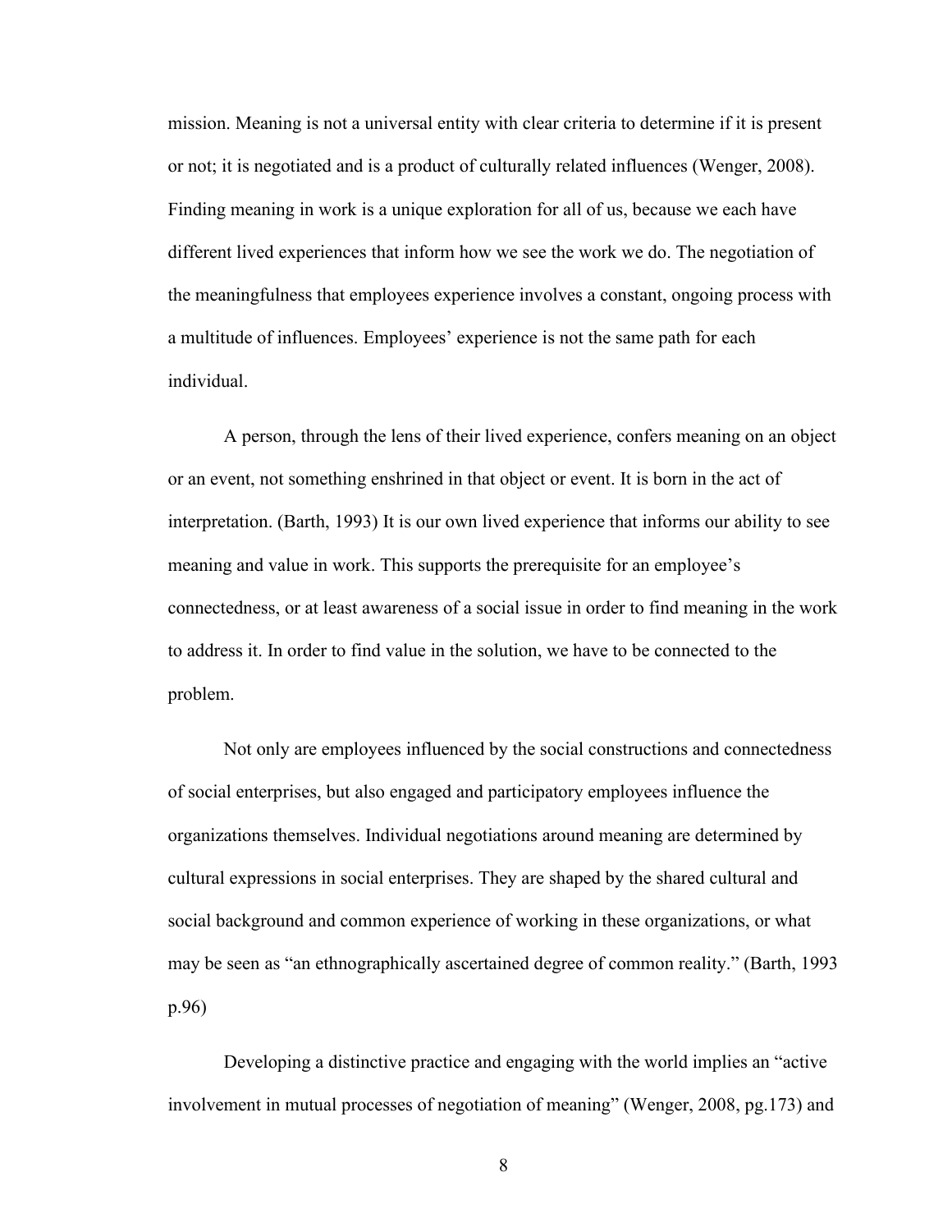mission. Meaning is not a universal entity with clear criteria to determine if it is present or not; it is negotiated and is a product of culturally related influences (Wenger, 2008). Finding meaning in work is a unique exploration for all of us, because we each have different lived experiences that inform how we see the work we do. The negotiation of the meaningfulness that employees experience involves a constant, ongoing process with a multitude of influences. Employees' experience is not the same path for each individual.

A person, through the lens of their lived experience, confers meaning on an object or an event, not something enshrined in that object or event. It is born in the act of interpretation. (Barth, 1993) It is our own lived experience that informs our ability to see meaning and value in work. This supports the prerequisite for an employee's connectedness, or at least awareness of a social issue in order to find meaning in the work to address it. In order to find value in the solution, we have to be connected to the problem.

Not only are employees influenced by the social constructions and connectedness of social enterprises, but also engaged and participatory employees influence the organizations themselves. Individual negotiations around meaning are determined by cultural expressions in social enterprises. They are shaped by the shared cultural and social background and common experience of working in these organizations, or what may be seen as "an ethnographically ascertained degree of common reality." (Barth, 1993 p.96)

Developing a distinctive practice and engaging with the world implies an "active involvement in mutual processes of negotiation of meaning" (Wenger, 2008, pg.173) and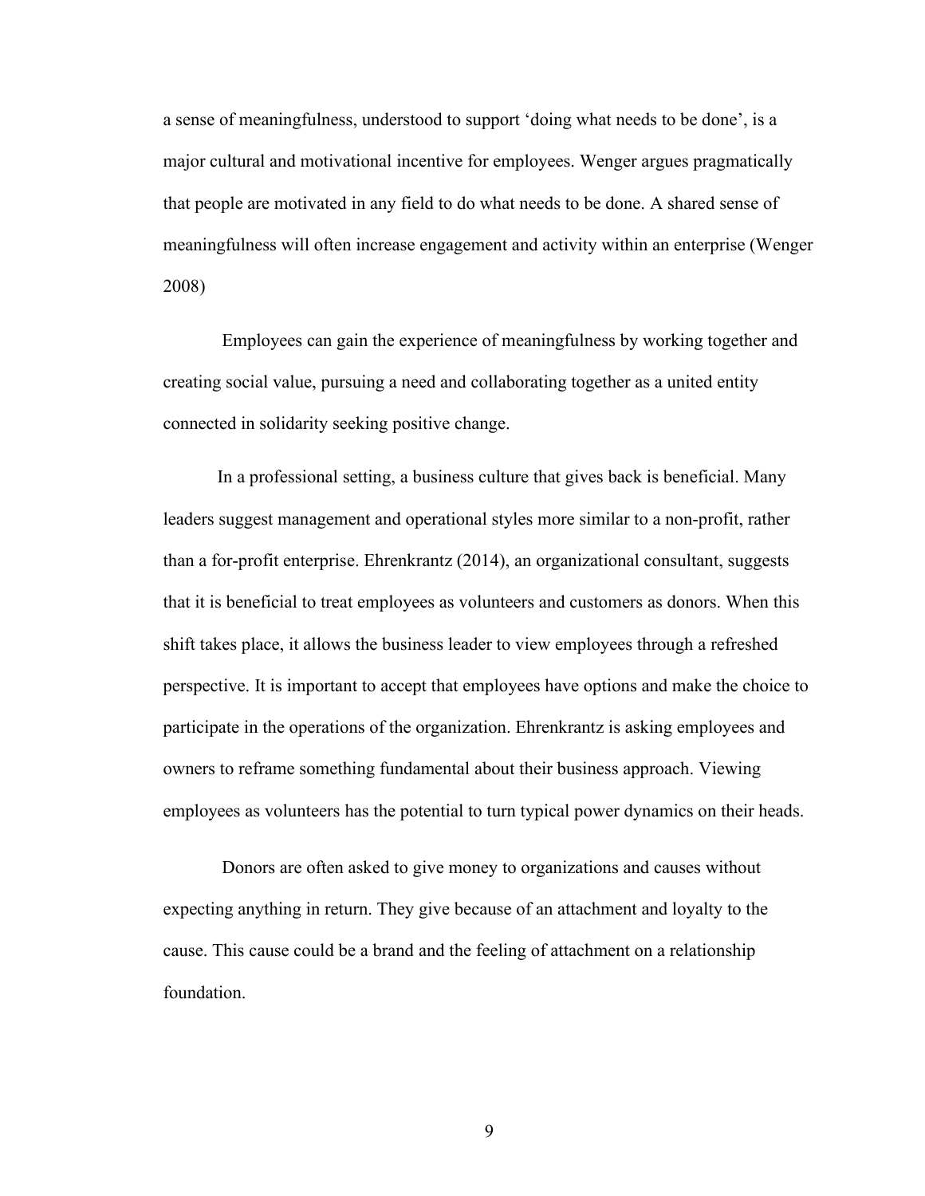a sense of meaningfulness, understood to support 'doing what needs to be done', is a major cultural and motivational incentive for employees. Wenger argues pragmatically that people are motivated in any field to do what needs to be done. A shared sense of meaningfulness will often increase engagement and activity within an enterprise (Wenger 2008)

Employees can gain the experience of meaningfulness by working together and creating social value, pursuing a need and collaborating together as a united entity connected in solidarity seeking positive change.

In a professional setting, a business culture that gives back is beneficial. Many leaders suggest management and operational styles more similar to a non-profit, rather than a for-profit enterprise. Ehrenkrantz (2014), an organizational consultant, suggests that it is beneficial to treat employees as volunteers and customers as donors. When this shift takes place, it allows the business leader to view employees through a refreshed perspective. It is important to accept that employees have options and make the choice to participate in the operations of the organization. Ehrenkrantz is asking employees and owners to reframe something fundamental about their business approach. Viewing employees as volunteers has the potential to turn typical power dynamics on their heads.

Donors are often asked to give money to organizations and causes without expecting anything in return. They give because of an attachment and loyalty to the cause. This cause could be a brand and the feeling of attachment on a relationship foundation.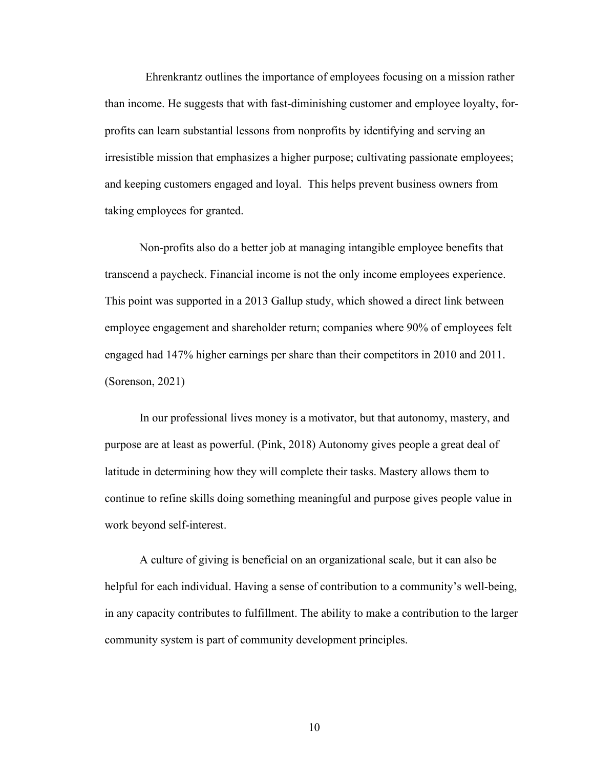Ehrenkrantz outlines the importance of employees focusing on a mission rather than income. He suggests that with fast-diminishing customer and employee loyalty, for-profits can learn substantial lessons from nonprofits by identifying and serving an irresistible mission that emphasizes a higher purpose; cultivating passionate employees; and keeping customers engaged and loyal. This helps prevent business owners from taking employees for granted.

Non-profits also do a better job at managing intangible employee benefits that transcend a paycheck. Financial income is not the only income employees experience. This point was supported in a 2013 Gallup study, which showed a direct link between employee engagement and shareholder return; companies where 90% of employees felt engaged had 147% higher earnings per share than their competitors in 2010 and 2011. (Sorenson, 2021)

In our professional lives money is a motivator, but that autonomy, mastery, and purpose are at least as powerful. (Pink, 2018) Autonomy gives people a great deal of latitude in determining how they will complete their tasks. Mastery allows them to continue to refine skills doing something meaningful and purpose gives people value in work beyond self-interest.

A culture of giving is beneficial on an organizational scale, but it can also be helpful for each individual. Having a sense of contribution to a community's well-being, in any capacity contributes to fulfillment. The ability to make a contribution to the larger community system is part of community development principles.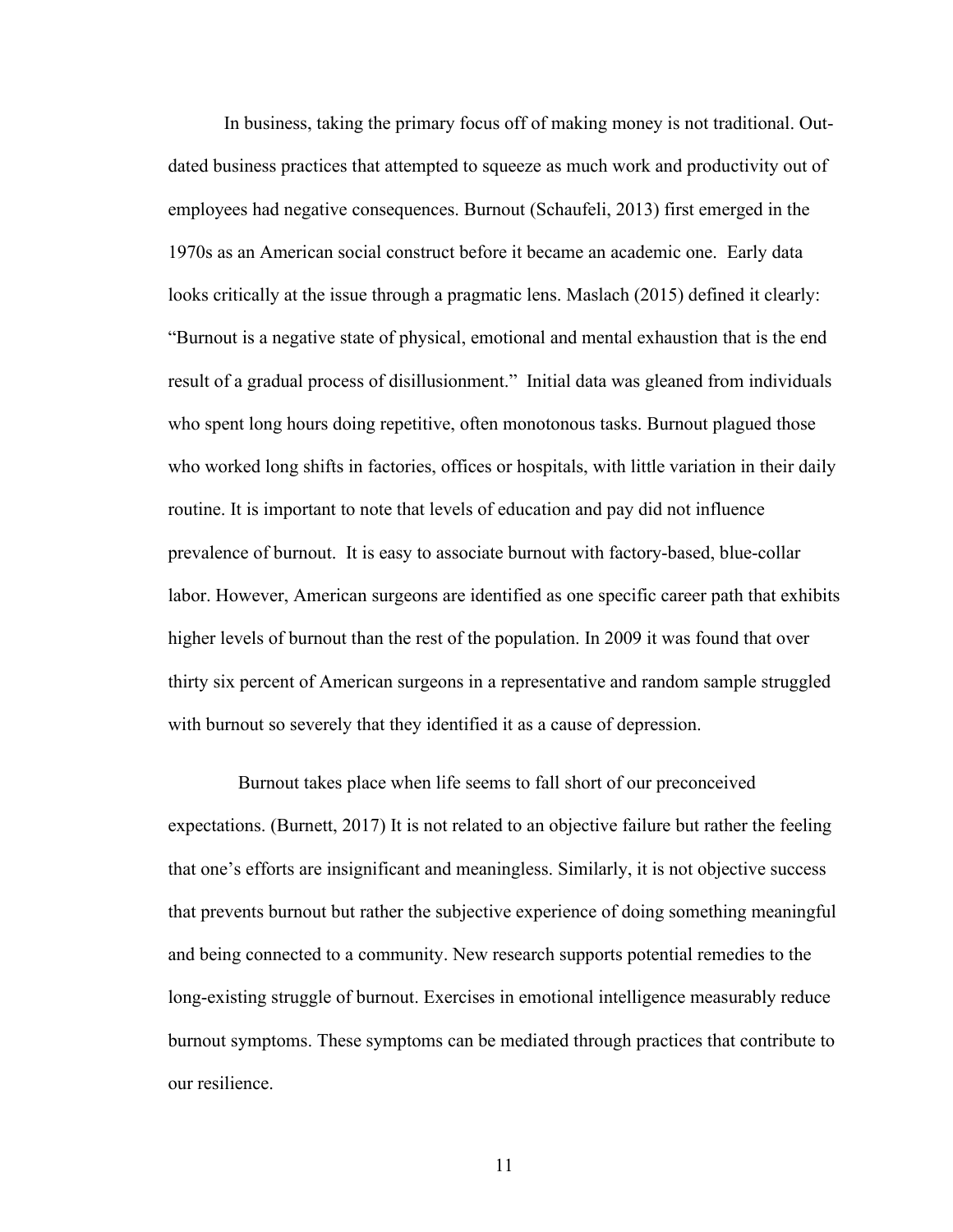In business, taking the primary focus off of making money is not traditional. Out-dated business practices that attempted to squeeze as much work and productivity out of employees had negative consequences. Burnout (Schaufeli, 2013) first emerged in the 1970s as an American social construct before it became an academic one. Early data looks critically at the issue through a pragmatic lens. Maslach (2015) defined it clearly: "Burnout is a negative state of physical, emotional and mental exhaustion that is the end result of a gradual process of disillusionment." Initial data was gleaned from individuals who spent long hours doing repetitive, often monotonous tasks. Burnout plagued those who worked long shifts in factories, offices or hospitals, with little variation in their daily routine. It is important to note that levels of education and pay did not influence prevalence of burnout. It is easy to associate burnout with factory-based, blue-collar labor. However, American surgeons are identified as one specific career path that exhibits higher levels of burnout than the rest of the population. In 2009 it was found that over thirty six percent of American surgeons in a representative and random sample struggled with burnout so severely that they identified it as a cause of depression.

Burnout takes place when life seems to fall short of our preconceived expectations. (Burnett, 2017) It is not related to an objective failure but rather the feeling that one's efforts are insignificant and meaningless. Similarly, it is not objective success that prevents burnout but rather the subjective experience of doing something meaningful and being connected to a community. New research supports potential remedies to the long-existing struggle of burnout. Exercises in emotional intelligence measurably reduce burnout symptoms. These symptoms can be mediated through practices that contribute to our resilience.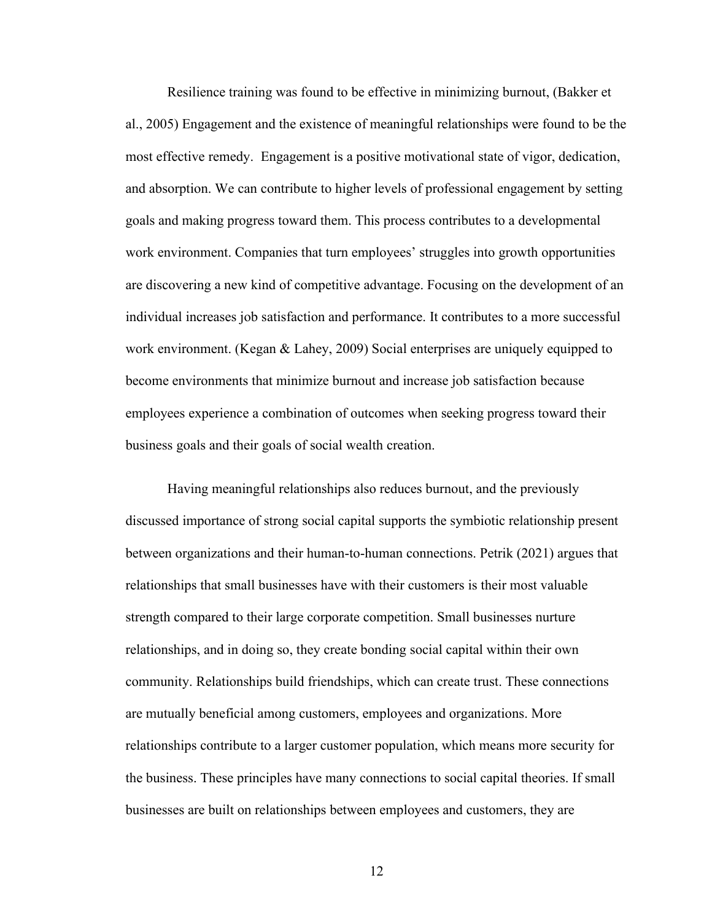Resilience training was found to be effective in minimizing burnout, (Bakker et al., 2005) Engagement and the existence of meaningful relationships were found to be the most effective remedy. Engagement is a positive motivational state of vigor, dedication, and absorption. We can contribute to higher levels of professional engagement by setting goals and making progress toward them. This process contributes to a developmental work environment. Companies that turn employees' struggles into growth opportunities are discovering a new kind of competitive advantage. Focusing on the development of an individual increases job satisfaction and performance. It contributes to a more successful work environment. (Kegan & Lahey, 2009) Social enterprises are uniquely equipped to become environments that minimize burnout and increase job satisfaction because employees experience a combination of outcomes when seeking progress toward their business goals and their goals of social wealth creation.

Having meaningful relationships also reduces burnout, and the previously discussed importance of strong social capital supports the symbiotic relationship present between organizations and their human-to-human connections. Petrik (2021) argues that relationships that small businesses have with their customers is their most valuable strength compared to their large corporate competition. Small businesses nurture relationships, and in doing so, they create bonding social capital within their own community. Relationships build friendships, which can create trust. These connections are mutually beneficial among customers, employees and organizations. More relationships contribute to a larger customer population, which means more security for the business. These principles have many connections to social capital theories. If small businesses are built on relationships between employees and customers, they are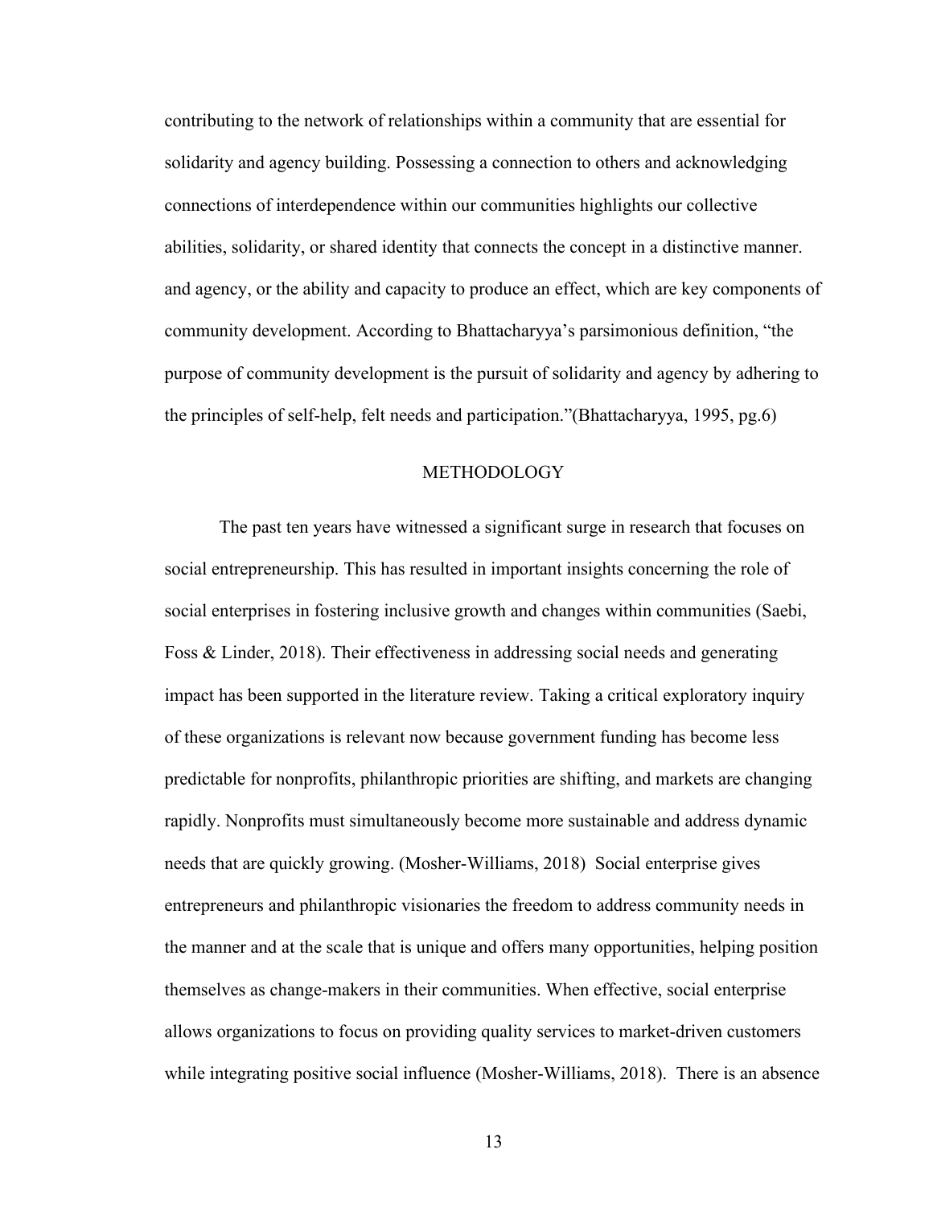contributing to the network of relationships within a community that are essential for solidarity and agency building. Possessing a connection to others and acknowledging connections of interdependence within our communities highlights our collective abilities, solidarity, or shared identity that connects the concept in a distinctive manner. and agency, or the ability and capacity to produce an effect, which are key components of community development. According to Bhattacharyya's parsimonious definition, "the purpose of community development is the pursuit of solidarity and agency by adhering to the principles of self-help, felt needs and participation."(Bhattacharyya, 1995, pg.6)

## METHODOLOGY

The past ten years have witnessed a significant surge in research that focuses on social entrepreneurship. This has resulted in important insights concerning the role of social enterprises in fostering inclusive growth and changes within communities (Saebi, Foss & Linder, 2018). Their effectiveness in addressing social needs and generating impact has been supported in the literature review. Taking a critical exploratory inquiry of these organizations is relevant now because government funding has become less predictable for nonprofits, philanthropic priorities are shifting, and markets are changing rapidly. Nonprofits must simultaneously become more sustainable and address dynamic needs that are quickly growing. (Mosher-Williams, 2018) Social enterprise gives entrepreneurs and philanthropic visionaries the freedom to address community needs in the manner and at the scale that is unique and offers many opportunities, helping position themselves as change-makers in their communities. When effective, social enterprise allows organizations to focus on providing quality services to market-driven customers while integrating positive social influence (Mosher-Williams, 2018). There is an absence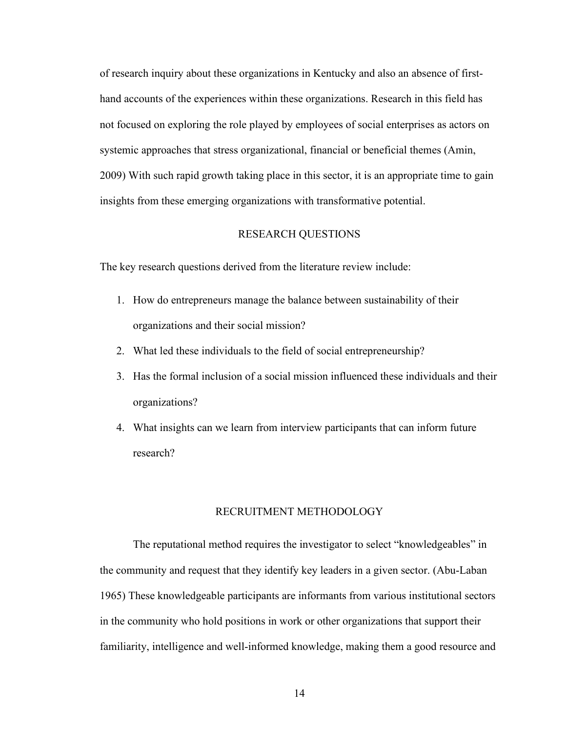of research inquiry about these organizations in Kentucky and also an absence of first-hand accounts of the experiences within these organizations. Research in this field has not focused on exploring the role played by employees of social enterprises as actors on systemic approaches that stress organizational, financial or beneficial themes (Amin, 2009) With such rapid growth taking place in this sector, it is an appropriate time to gain insights from these emerging organizations with transformative potential.

## RESEARCH QUESTIONS

The key research questions derived from the literature review include:

1. How do entrepreneurs manage the balance between sustainability of their organizations and their social mission?
2. What led these individuals to the field of social entrepreneurship?
3. Has the formal inclusion of a social mission influenced these individuals and their organizations?
4. What insights can we learn from interview participants that can inform future research?

## RECRUITMENT METHODOLOGY

The reputational method requires the investigator to select "knowledgeables" in the community and request that they identify key leaders in a given sector. (Abu-Laban 1965) These knowledgeable participants are informants from various institutional sectors in the community who hold positions in work or other organizations that support their familiarity, intelligence and well-informed knowledge, making them a good resource and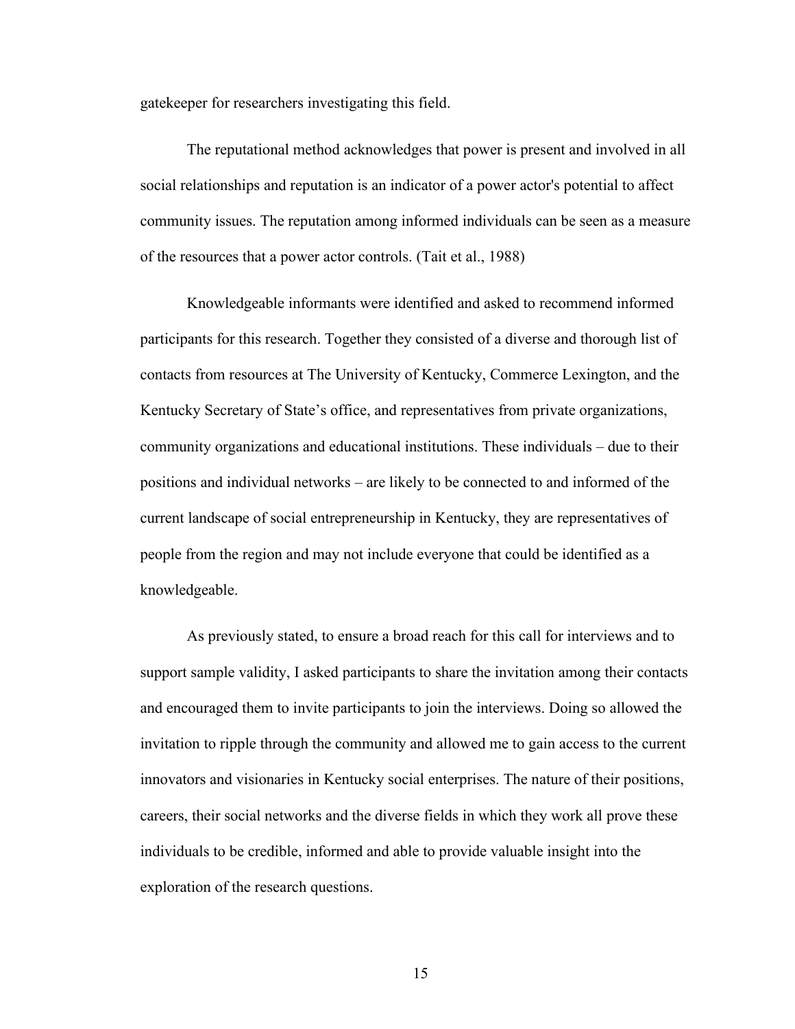gatekeeper for researchers investigating this field.

The reputational method acknowledges that power is present and involved in all social relationships and reputation is an indicator of a power actor's potential to affect community issues. The reputation among informed individuals can be seen as a measure of the resources that a power actor controls. (Tait et al., 1988)

Knowledgeable informants were identified and asked to recommend informed participants for this research. Together they consisted of a diverse and thorough list of contacts from resources at The University of Kentucky, Commerce Lexington, and the Kentucky Secretary of State's office, and representatives from private organizations, community organizations and educational institutions. These individuals – due to their positions and individual networks – are likely to be connected to and informed of the current landscape of social entrepreneurship in Kentucky, they are representatives of people from the region and may not include everyone that could be identified as a knowledgeable.

As previously stated, to ensure a broad reach for this call for interviews and to support sample validity, I asked participants to share the invitation among their contacts and encouraged them to invite participants to join the interviews. Doing so allowed the invitation to ripple through the community and allowed me to gain access to the current innovators and visionaries in Kentucky social enterprises. The nature of their positions, careers, their social networks and the diverse fields in which they work all prove these individuals to be credible, informed and able to provide valuable insight into the exploration of the research questions.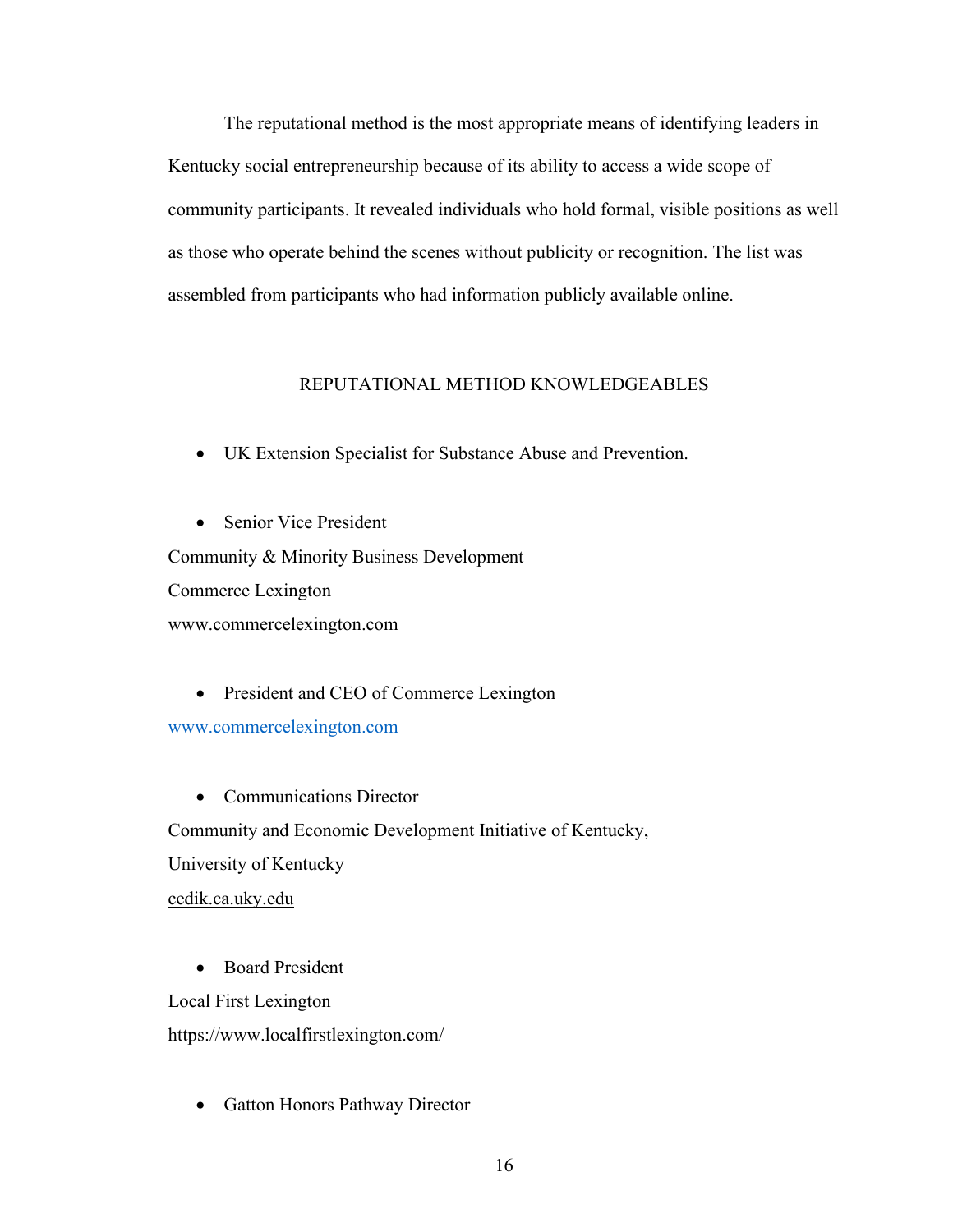The reputational method is the most appropriate means of identifying leaders in Kentucky social entrepreneurship because of its ability to access a wide scope of community participants. It revealed individuals who hold formal, visible positions as well as those who operate behind the scenes without publicity or recognition. The list was assembled from participants who had information publicly available online.

## REPUTATIONAL METHOD KNOWLEDGEABLES

- UK Extension Specialist for Substance Abuse and Prevention.

- Senior Vice President

Community & Minority Business Development

Commerce Lexington

www.commercelexington.com

- President and CEO of Commerce Lexington

www.commercelexington.com

- Communications Director

Community and Economic Development Initiative of Kentucky,

University of Kentucky

cedik.ca.uky.edu

- Board President

Local First Lexington

https://www.localfirstlexington.com/

- Gatton Honors Pathway Director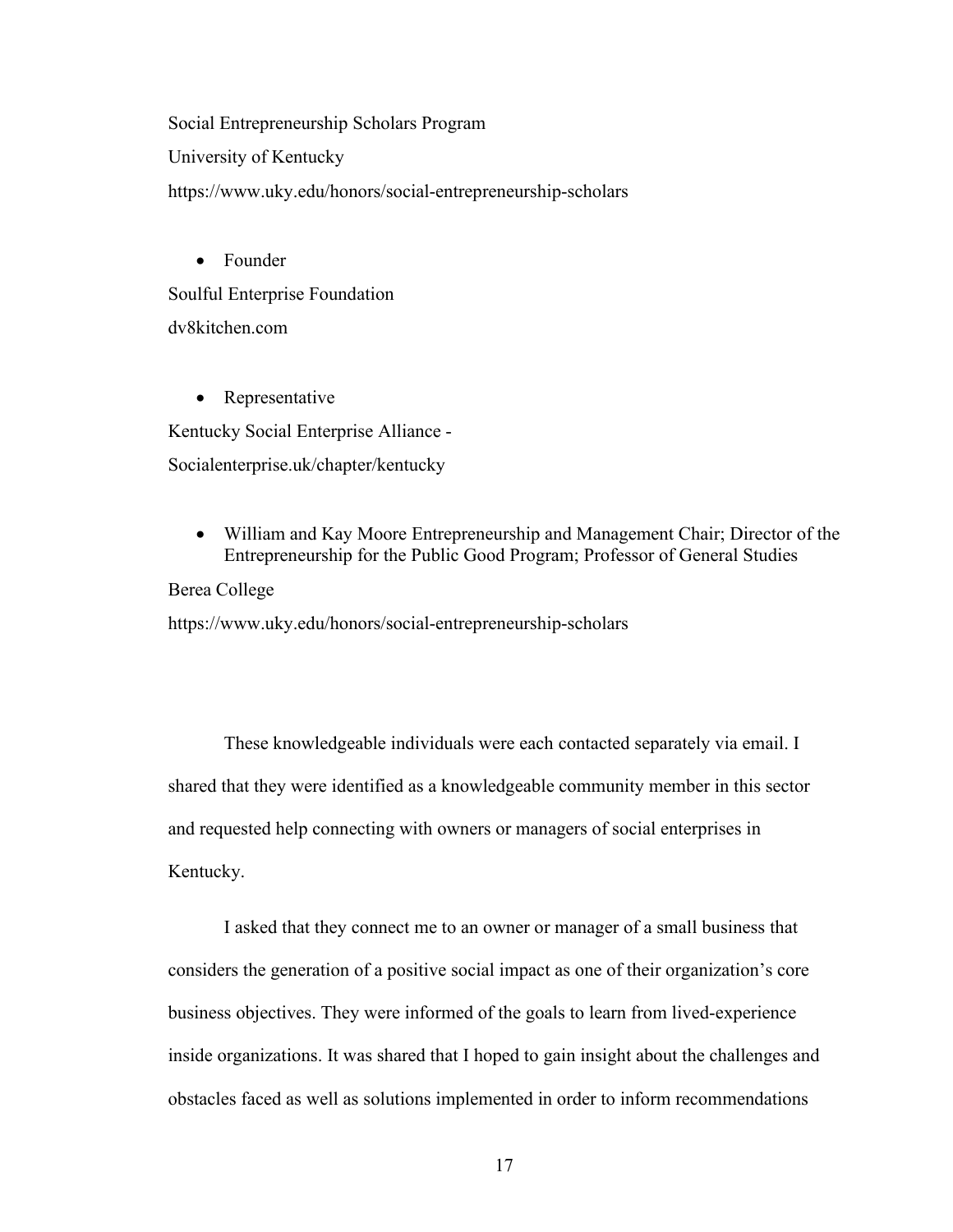Social Entrepreneurship Scholars Program

University of Kentucky

https://www.uky.edu/honors/social-entrepreneurship-scholars

- Founder

Soulful Enterprise Foundation

dv8kitchen.com

- Representative

Kentucky Social Enterprise Alliance -

Socialenterprise.uk/chapter/kentucky

- William and Kay Moore Entrepreneurship and Management Chair; Director of the Entrepreneurship for the Public Good Program; Professor of General Studies

Berea College

https://www.uky.edu/honors/social-entrepreneurship-scholars

These knowledgeable individuals were each contacted separately via email. I shared that they were identified as a knowledgeable community member in this sector and requested help connecting with owners or managers of social enterprises in Kentucky.

I asked that they connect me to an owner or manager of a small business that considers the generation of a positive social impact as one of their organization's core business objectives. They were informed of the goals to learn from lived-experience inside organizations. It was shared that I hoped to gain insight about the challenges and obstacles faced as well as solutions implemented in order to inform recommendations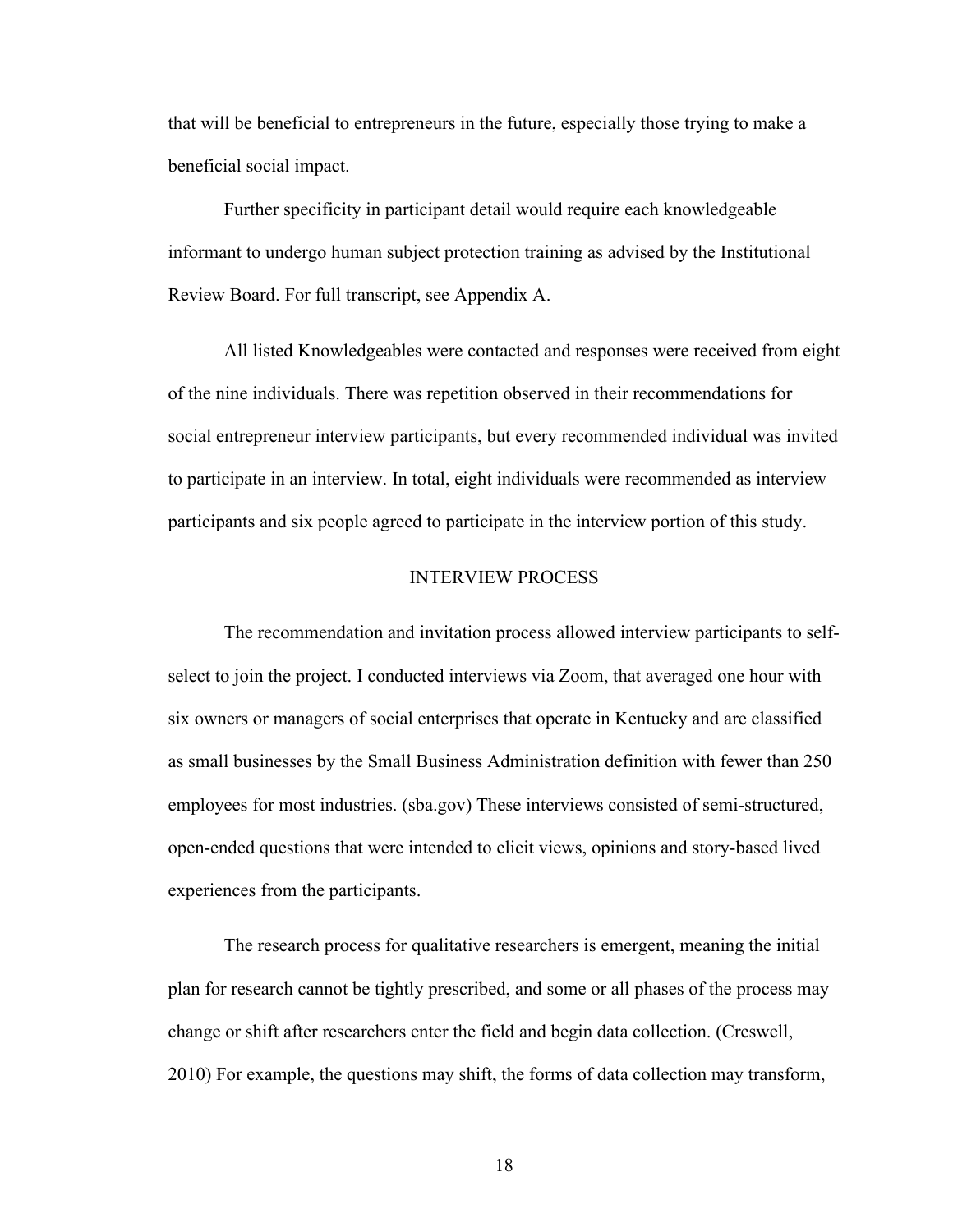that will be beneficial to entrepreneurs in the future, especially those trying to make a beneficial social impact.

Further specificity in participant detail would require each knowledgeable informant to undergo human subject protection training as advised by the Institutional Review Board. For full transcript, see Appendix A.

All listed Knowledgeables were contacted and responses were received from eight of the nine individuals. There was repetition observed in their recommendations for social entrepreneur interview participants, but every recommended individual was invited to participate in an interview. In total, eight individuals were recommended as interview participants and six people agreed to participate in the interview portion of this study.

## INTERVIEW PROCESS

The recommendation and invitation process allowed interview participants to self-select to join the project. I conducted interviews via Zoom, that averaged one hour with six owners or managers of social enterprises that operate in Kentucky and are classified as small businesses by the Small Business Administration definition with fewer than 250 employees for most industries. (sba.gov) These interviews consisted of semi-structured, open-ended questions that were intended to elicit views, opinions and story-based lived experiences from the participants.

The research process for qualitative researchers is emergent, meaning the initial plan for research cannot be tightly prescribed, and some or all phases of the process may change or shift after researchers enter the field and begin data collection. (Creswell, 2010) For example, the questions may shift, the forms of data collection may transform,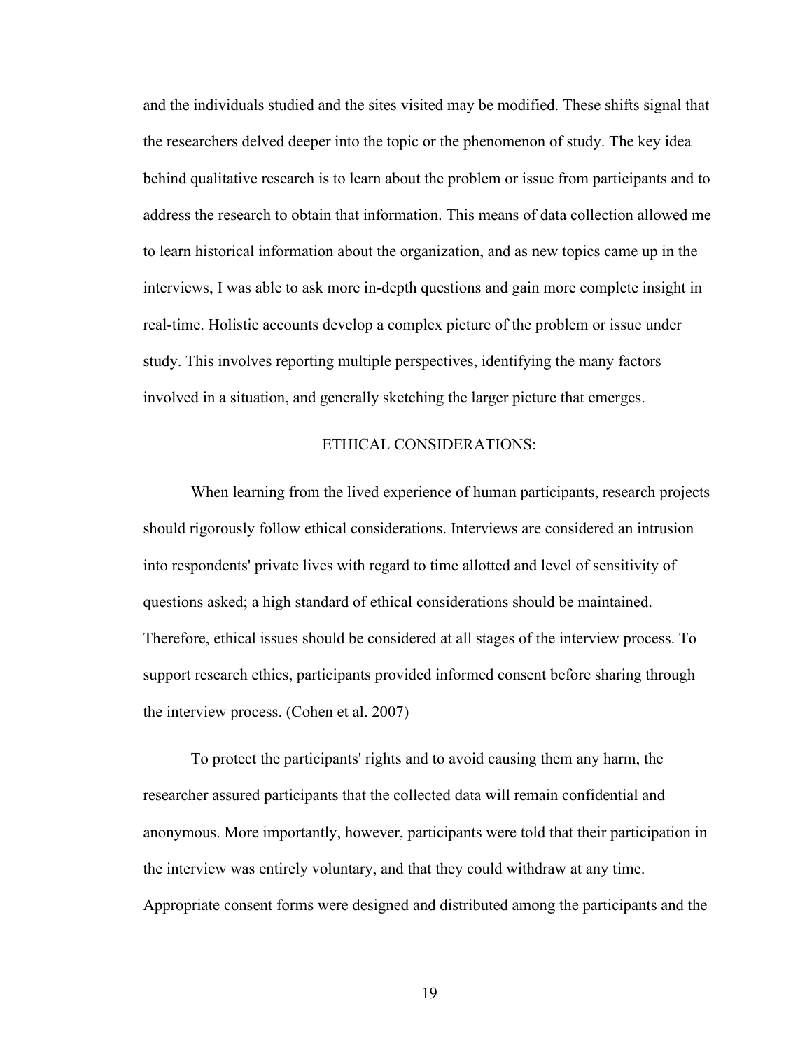and the individuals studied and the sites visited may be modified. These shifts signal that the researchers delved deeper into the topic or the phenomenon of study. The key idea behind qualitative research is to learn about the problem or issue from participants and to address the research to obtain that information. This means of data collection allowed me to learn historical information about the organization, and as new topics came up in the interviews, I was able to ask more in-depth questions and gain more complete insight in real-time. Holistic accounts develop a complex picture of the problem or issue under study. This involves reporting multiple perspectives, identifying the many factors involved in a situation, and generally sketching the larger picture that emerges.

## ETHICAL CONSIDERATIONS:

When learning from the lived experience of human participants, research projects should rigorously follow ethical considerations. Interviews are considered an intrusion into respondents' private lives with regard to time allotted and level of sensitivity of questions asked; a high standard of ethical considerations should be maintained. Therefore, ethical issues should be considered at all stages of the interview process. To support research ethics, participants provided informed consent before sharing through the interview process. (Cohen et al. 2007)

To protect the participants' rights and to avoid causing them any harm, the researcher assured participants that the collected data will remain confidential and anonymous. More importantly, however, participants were told that their participation in the interview was entirely voluntary, and that they could withdraw at any time. Appropriate consent forms were designed and distributed among the participants and the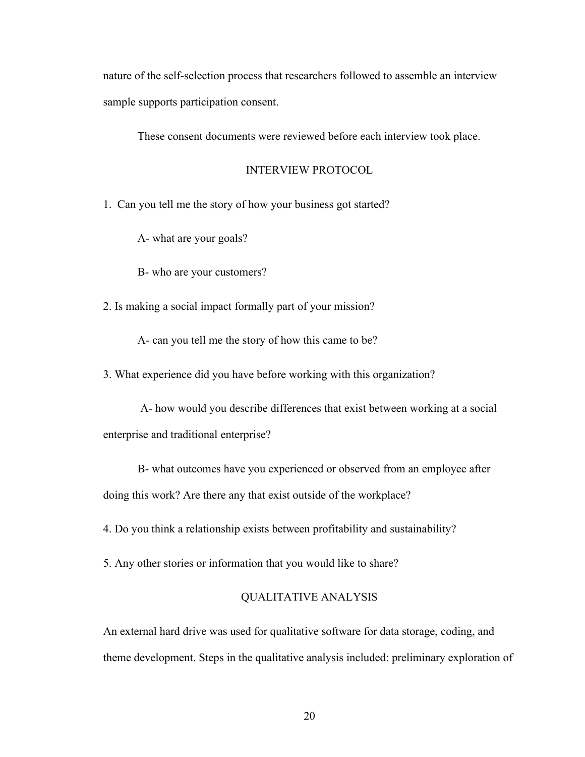nature of the self-selection process that researchers followed to assemble an interview sample supports participation consent.

These consent documents were reviewed before each interview took place.

## INTERVIEW PROTOCOL

1. Can you tell me the story of how your business got started?

   A- what are your goals?

   B- who are your customers?

2. Is making a social impact formally part of your mission?

   A- can you tell me the story of how this came to be?

3. What experience did you have before working with this organization?

   A- how would you describe differences that exist between working at a social enterprise and traditional enterprise?

   B- what outcomes have you experienced or observed from an employee after doing this work? Are there any that exist outside of the workplace?

4. Do you think a relationship exists between profitability and sustainability?

5. Any other stories or information that you would like to share?

## QUALITATIVE ANALYSIS

An external hard drive was used for qualitative software for data storage, coding, and theme development. Steps in the qualitative analysis included: preliminary exploration of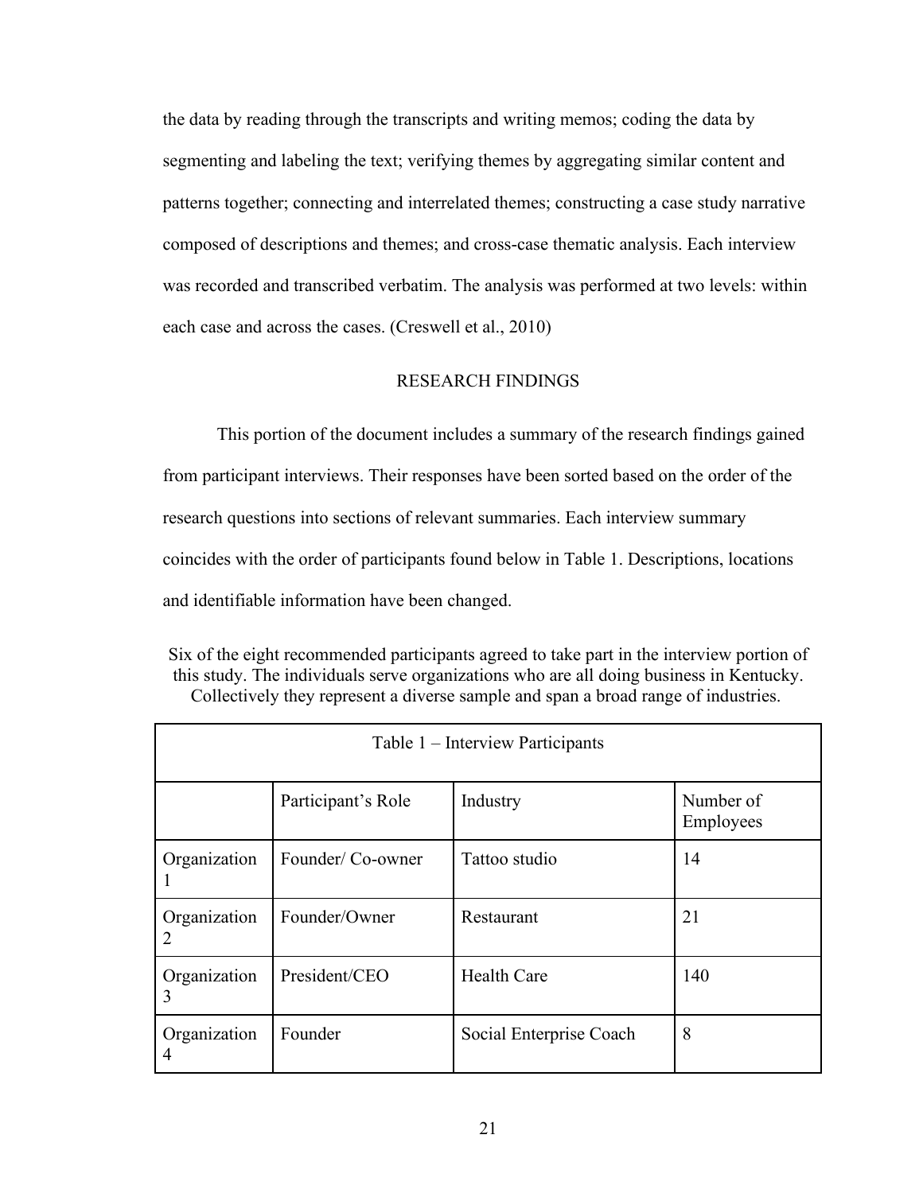the data by reading through the transcripts and writing memos; coding the data by segmenting and labeling the text; verifying themes by aggregating similar content and patterns together; connecting and interrelated themes; constructing a case study narrative composed of descriptions and themes; and cross-case thematic analysis. Each interview was recorded and transcribed verbatim. The analysis was performed at two levels: within each case and across the cases. (Creswell et al., 2010)

## RESEARCH FINDINGS

This portion of the document includes a summary of the research findings gained from participant interviews. Their responses have been sorted based on the order of the research questions into sections of relevant summaries. Each interview summary coincides with the order of participants found below in Table 1. Descriptions, locations and identifiable information have been changed.

Six of the eight recommended participants agreed to take part in the interview portion of this study. The individuals serve organizations who are all doing business in Kentucky. Collectively they represent a diverse sample and span a broad range of industries.

| Table 1 – Interview Participants | | | |
|---|---|---|---|
| | Participant's Role | Industry | Number of Employees |
| Organization 1 | Founder/ Co-owner | Tattoo studio | 14 |
| Organization 2 | Founder/Owner | Restaurant | 21 |
| Organization 3 | President/CEO | Health Care | 140 |
| Organization 4 | Founder | Social Enterprise Coach | 8 |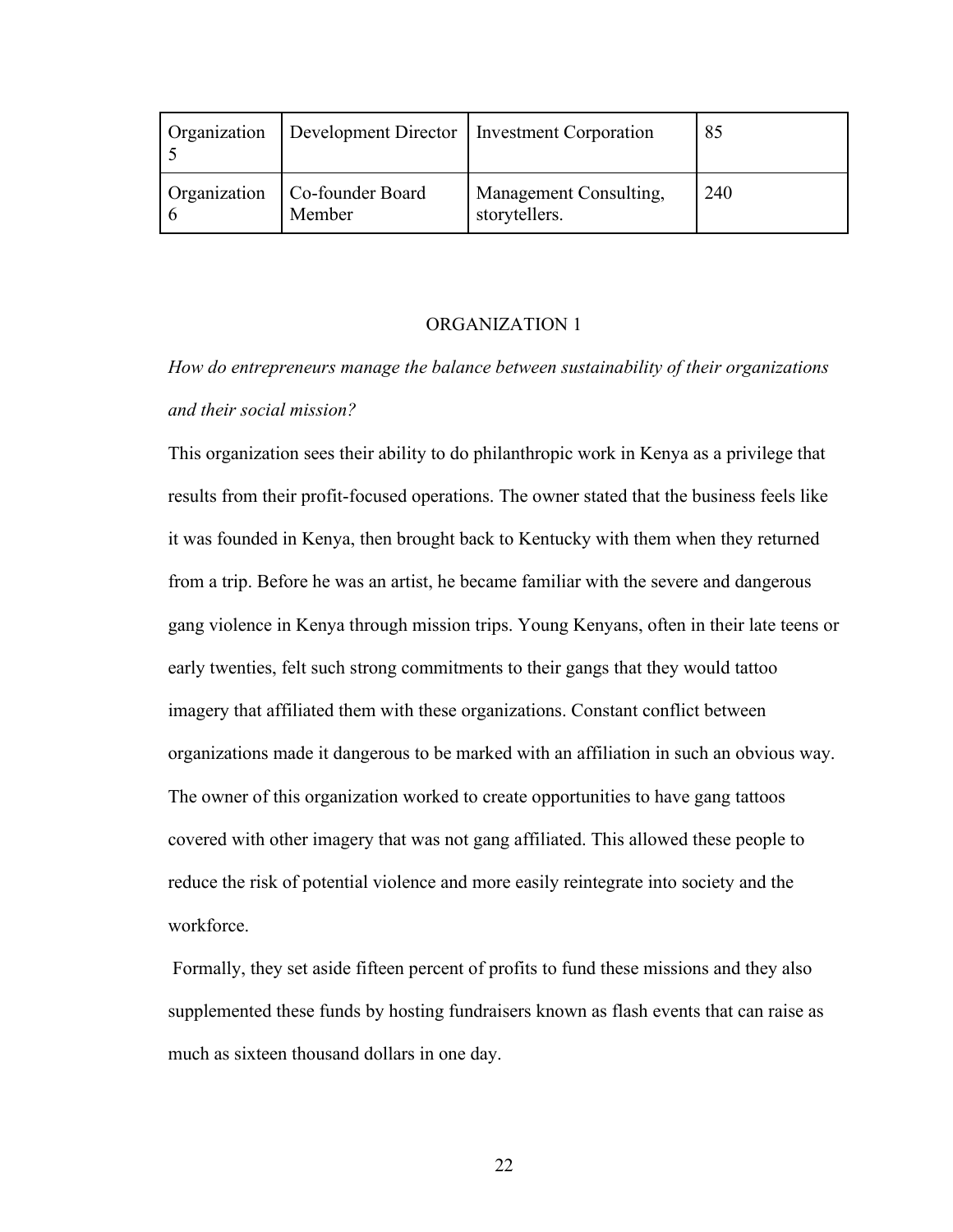| | | | |
|---|---|---|---|
| Organization 5 | Development Director | Investment Corporation | 85 |
| Organization 6 | Co-founder Board Member | Management Consulting, storytellers. | 240 |

## ORGANIZATION 1

*How do entrepreneurs manage the balance between sustainability of their organizations and their social mission?*

This organization sees their ability to do philanthropic work in Kenya as a privilege that results from their profit-focused operations. The owner stated that the business feels like it was founded in Kenya, then brought back to Kentucky with them when they returned from a trip. Before he was an artist, he became familiar with the severe and dangerous gang violence in Kenya through mission trips. Young Kenyans, often in their late teens or early twenties, felt such strong commitments to their gangs that they would tattoo imagery that affiliated them with these organizations. Constant conflict between organizations made it dangerous to be marked with an affiliation in such an obvious way. The owner of this organization worked to create opportunities to have gang tattoos covered with other imagery that was not gang affiliated. This allowed these people to reduce the risk of potential violence and more easily reintegrate into society and the workforce.

Formally, they set aside fifteen percent of profits to fund these missions and they also supplemented these funds by hosting fundraisers known as flash events that can raise as much as sixteen thousand dollars in one day.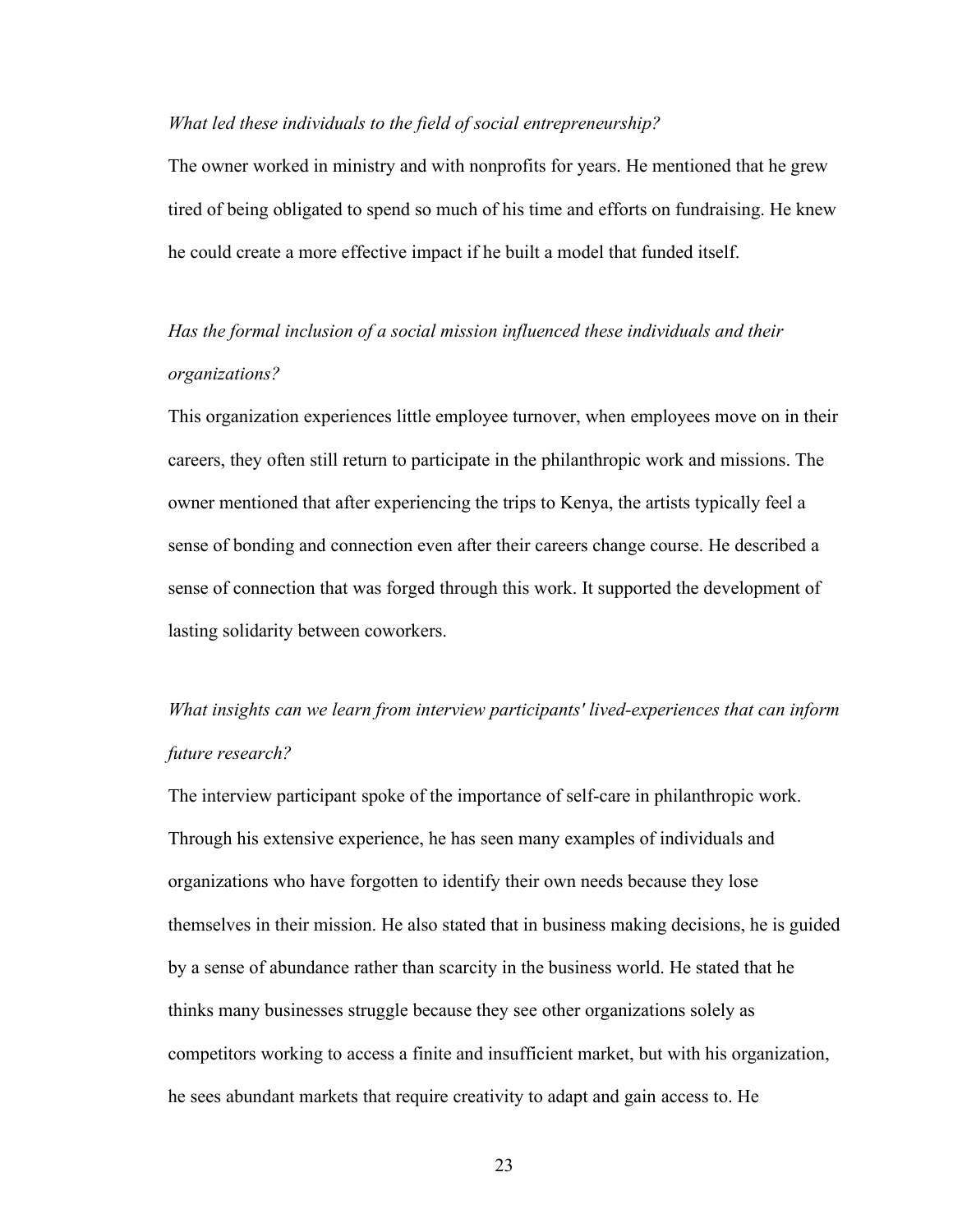*What led these individuals to the field of social entrepreneurship?*

The owner worked in ministry and with nonprofits for years. He mentioned that he grew tired of being obligated to spend so much of his time and efforts on fundraising. He knew he could create a more effective impact if he built a model that funded itself.

*Has the formal inclusion of a social mission influenced these individuals and their organizations?*

This organization experiences little employee turnover, when employees move on in their careers, they often still return to participate in the philanthropic work and missions. The owner mentioned that after experiencing the trips to Kenya, the artists typically feel a sense of bonding and connection even after their careers change course. He described a sense of connection that was forged through this work. It supported the development of lasting solidarity between coworkers.

*What insights can we learn from interview participants' lived-experiences that can inform future research?*

The interview participant spoke of the importance of self-care in philanthropic work. Through his extensive experience, he has seen many examples of individuals and organizations who have forgotten to identify their own needs because they lose themselves in their mission. He also stated that in business making decisions, he is guided by a sense of abundance rather than scarcity in the business world. He stated that he thinks many businesses struggle because they see other organizations solely as competitors working to access a finite and insufficient market, but with his organization, he sees abundant markets that require creativity to adapt and gain access to. He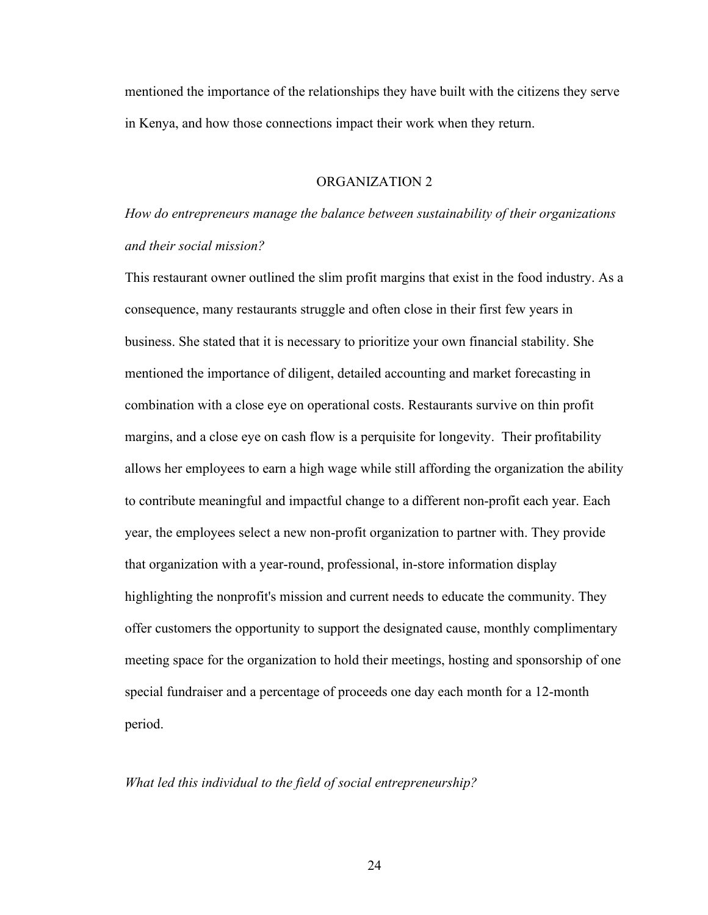mentioned the importance of the relationships they have built with the citizens they serve in Kenya, and how those connections impact their work when they return.

## ORGANIZATION 2

*How do entrepreneurs manage the balance between sustainability of their organizations and their social mission?*

This restaurant owner outlined the slim profit margins that exist in the food industry. As a consequence, many restaurants struggle and often close in their first few years in business. She stated that it is necessary to prioritize your own financial stability. She mentioned the importance of diligent, detailed accounting and market forecasting in combination with a close eye on operational costs. Restaurants survive on thin profit margins, and a close eye on cash flow is a perquisite for longevity. Their profitability allows her employees to earn a high wage while still affording the organization the ability to contribute meaningful and impactful change to a different non-profit each year. Each year, the employees select a new non-profit organization to partner with. They provide that organization with a year-round, professional, in-store information display highlighting the nonprofit's mission and current needs to educate the community. They offer customers the opportunity to support the designated cause, monthly complimentary meeting space for the organization to hold their meetings, hosting and sponsorship of one special fundraiser and a percentage of proceeds one day each month for a 12-month period.

*What led this individual to the field of social entrepreneurship?*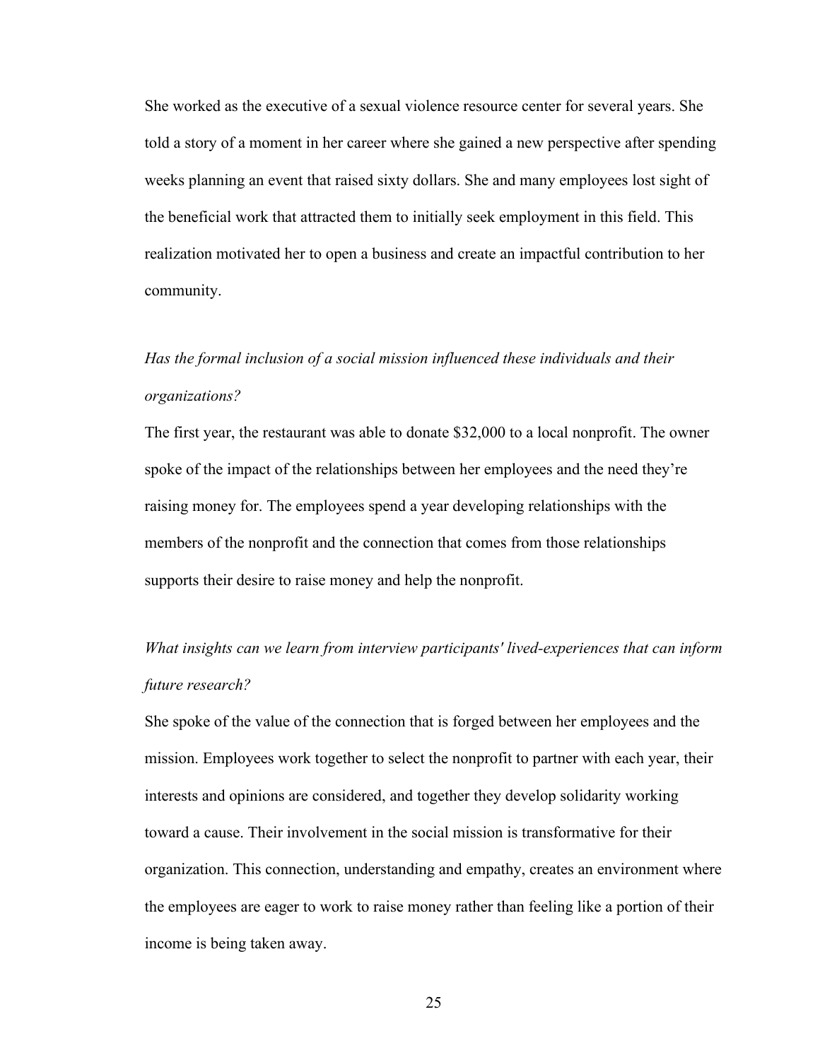She worked as the executive of a sexual violence resource center for several years. She told a story of a moment in her career where she gained a new perspective after spending weeks planning an event that raised sixty dollars. She and many employees lost sight of the beneficial work that attracted them to initially seek employment in this field. This realization motivated her to open a business and create an impactful contribution to her community.

*Has the formal inclusion of a social mission influenced these individuals and their organizations?*

The first year, the restaurant was able to donate $32,000 to a local nonprofit. The owner spoke of the impact of the relationships between her employees and the need they're raising money for. The employees spend a year developing relationships with the members of the nonprofit and the connection that comes from those relationships supports their desire to raise money and help the nonprofit.

*What insights can we learn from interview participants' lived-experiences that can inform future research?*

She spoke of the value of the connection that is forged between her employees and the mission. Employees work together to select the nonprofit to partner with each year, their interests and opinions are considered, and together they develop solidarity working toward a cause. Their involvement in the social mission is transformative for their organization. This connection, understanding and empathy, creates an environment where the employees are eager to work to raise money rather than feeling like a portion of their income is being taken away.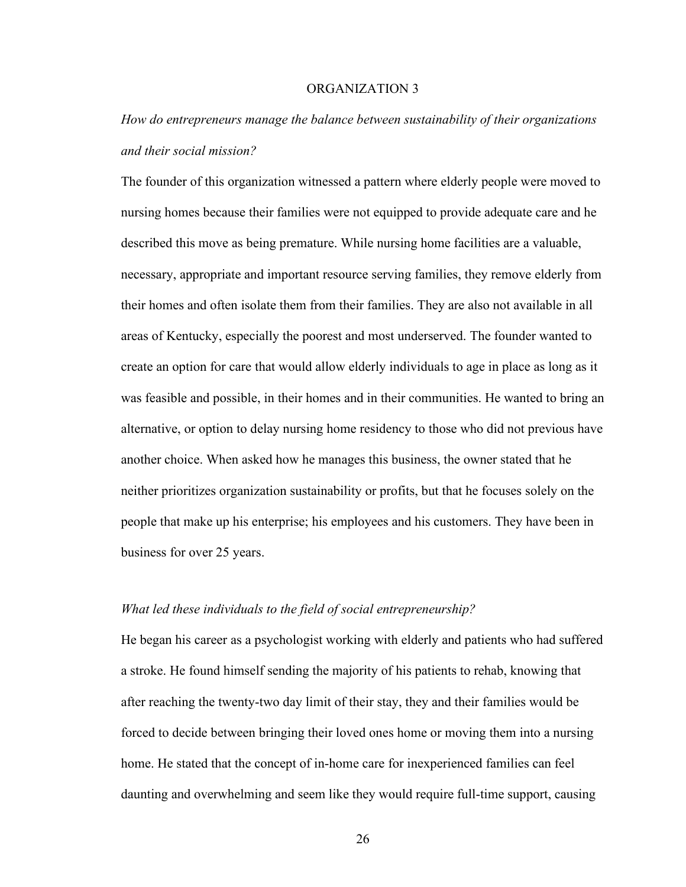## ORGANIZATION 3

*How do entrepreneurs manage the balance between sustainability of their organizations and their social mission?*

The founder of this organization witnessed a pattern where elderly people were moved to nursing homes because their families were not equipped to provide adequate care and he described this move as being premature. While nursing home facilities are a valuable, necessary, appropriate and important resource serving families, they remove elderly from their homes and often isolate them from their families. They are also not available in all areas of Kentucky, especially the poorest and most underserved. The founder wanted to create an option for care that would allow elderly individuals to age in place as long as it was feasible and possible, in their homes and in their communities. He wanted to bring an alternative, or option to delay nursing home residency to those who did not previous have another choice. When asked how he manages this business, the owner stated that he neither prioritizes organization sustainability or profits, but that he focuses solely on the people that make up his enterprise; his employees and his customers. They have been in business for over 25 years.

*What led these individuals to the field of social entrepreneurship?*

He began his career as a psychologist working with elderly and patients who had suffered a stroke. He found himself sending the majority of his patients to rehab, knowing that after reaching the twenty-two day limit of their stay, they and their families would be forced to decide between bringing their loved ones home or moving them into a nursing home. He stated that the concept of in-home care for inexperienced families can feel daunting and overwhelming and seem like they would require full-time support, causing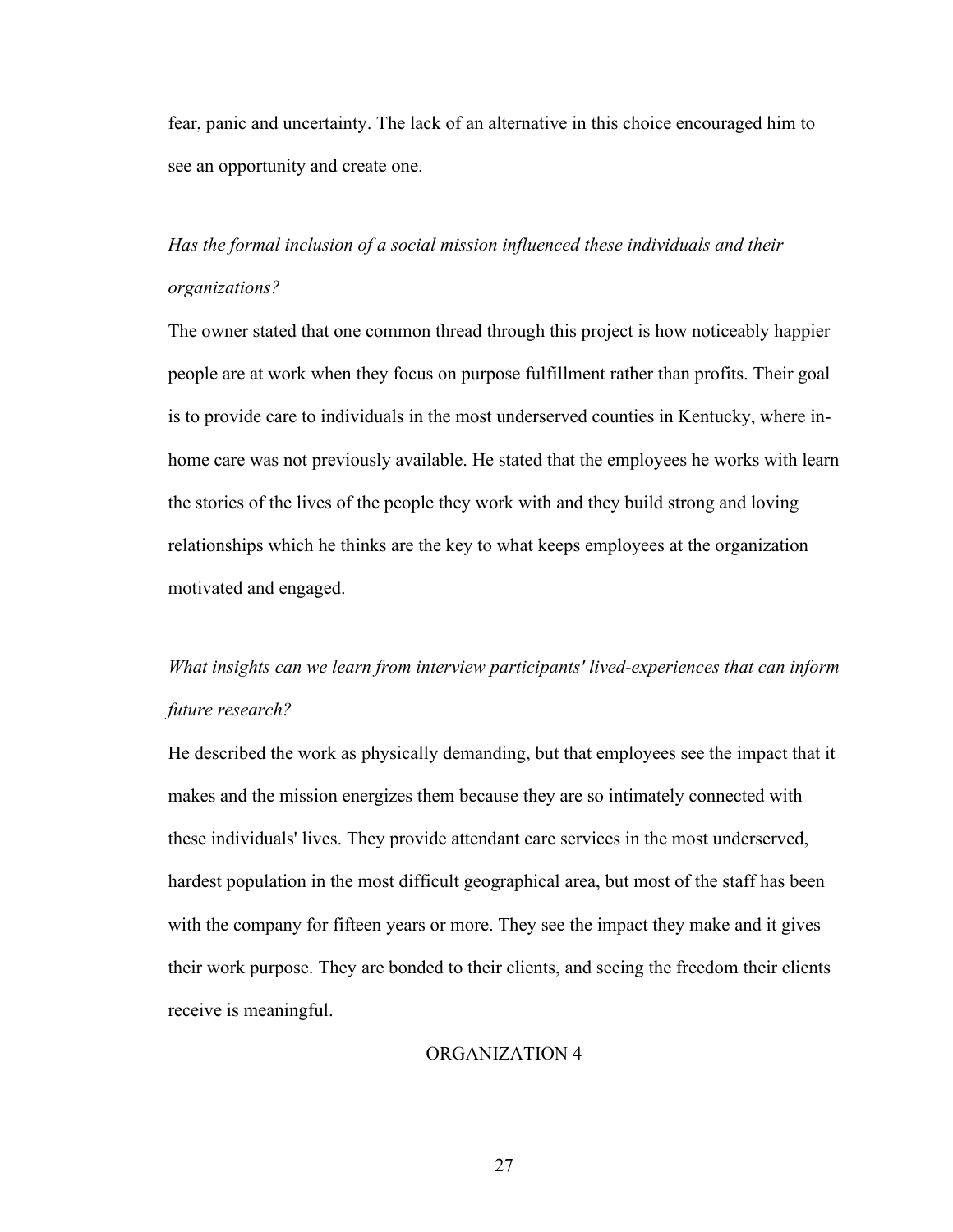fear, panic and uncertainty. The lack of an alternative in this choice encouraged him to see an opportunity and create one.

*Has the formal inclusion of a social mission influenced these individuals and their organizations?*

The owner stated that one common thread through this project is how noticeably happier people are at work when they focus on purpose fulfillment rather than profits. Their goal is to provide care to individuals in the most underserved counties in Kentucky, where in-home care was not previously available. He stated that the employees he works with learn the stories of the lives of the people they work with and they build strong and loving relationships which he thinks are the key to what keeps employees at the organization motivated and engaged.

*What insights can we learn from interview participants' lived-experiences that can inform future research?*

He described the work as physically demanding, but that employees see the impact that it makes and the mission energizes them because they are so intimately connected with these individuals' lives. They provide attendant care services in the most underserved, hardest population in the most difficult geographical area, but most of the staff has been with the company for fifteen years or more. They see the impact they make and it gives their work purpose. They are bonded to their clients, and seeing the freedom their clients receive is meaningful.

## ORGANIZATION 4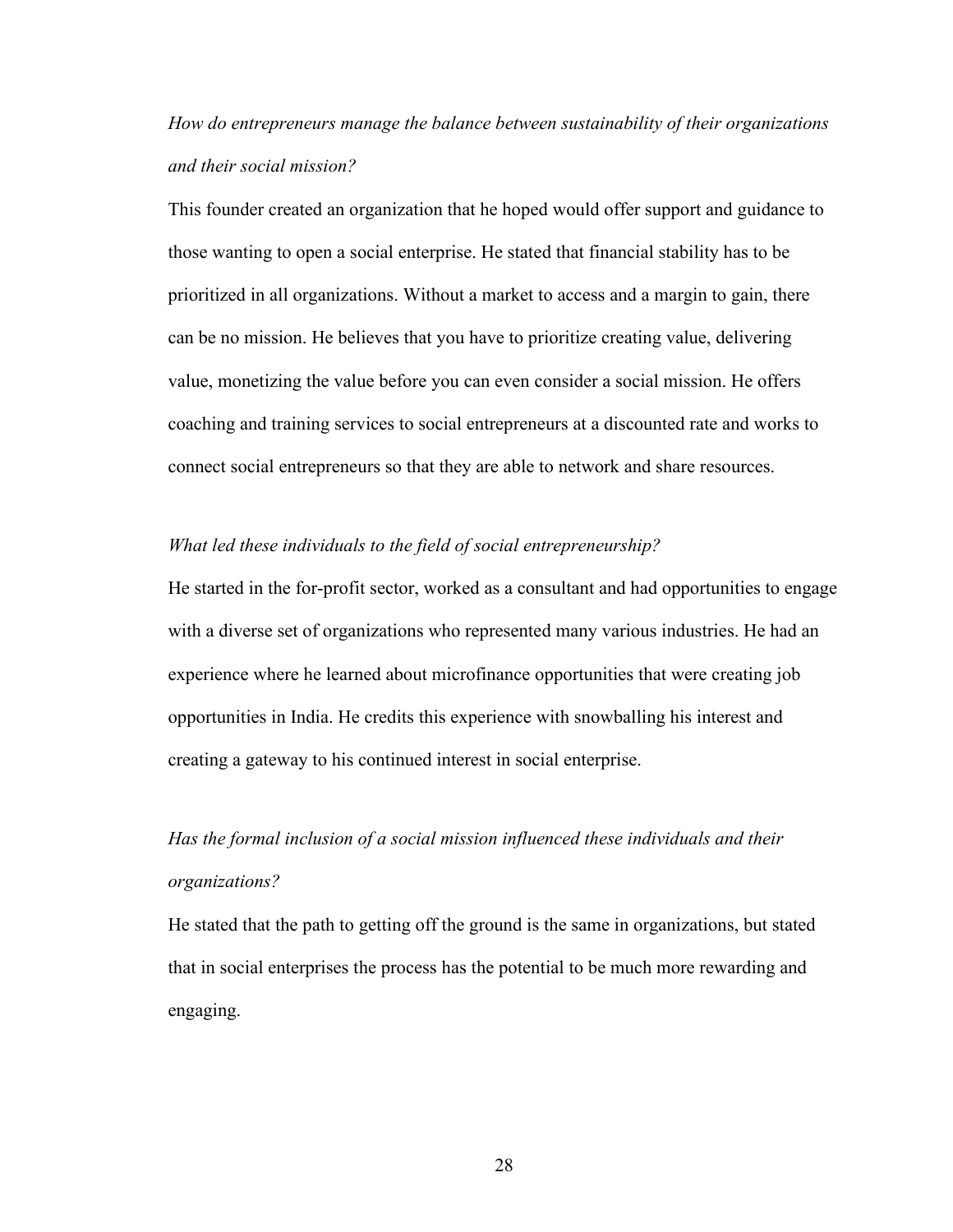*How do entrepreneurs manage the balance between sustainability of their organizations and their social mission?*

This founder created an organization that he hoped would offer support and guidance to those wanting to open a social enterprise. He stated that financial stability has to be prioritized in all organizations. Without a market to access and a margin to gain, there can be no mission. He believes that you have to prioritize creating value, delivering value, monetizing the value before you can even consider a social mission. He offers coaching and training services to social entrepreneurs at a discounted rate and works to connect social entrepreneurs so that they are able to network and share resources.

*What led these individuals to the field of social entrepreneurship?*

He started in the for-profit sector, worked as a consultant and had opportunities to engage with a diverse set of organizations who represented many various industries. He had an experience where he learned about microfinance opportunities that were creating job opportunities in India. He credits this experience with snowballing his interest and creating a gateway to his continued interest in social enterprise.

*Has the formal inclusion of a social mission influenced these individuals and their organizations?*

He stated that the path to getting off the ground is the same in organizations, but stated that in social enterprises the process has the potential to be much more rewarding and engaging.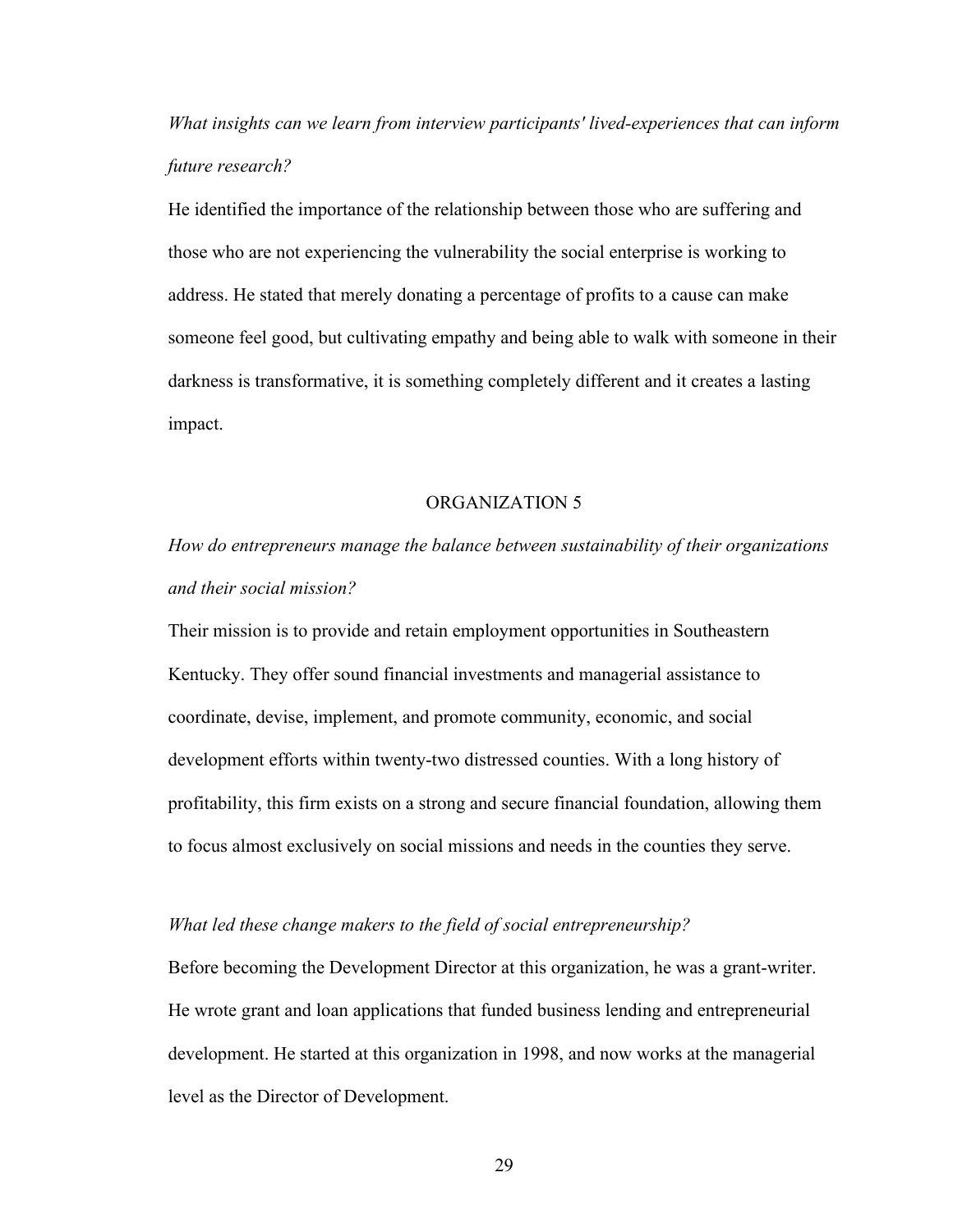*What insights can we learn from interview participants' lived-experiences that can inform future research?*

He identified the importance of the relationship between those who are suffering and those who are not experiencing the vulnerability the social enterprise is working to address. He stated that merely donating a percentage of profits to a cause can make someone feel good, but cultivating empathy and being able to walk with someone in their darkness is transformative, it is something completely different and it creates a lasting impact.

## ORGANIZATION 5

*How do entrepreneurs manage the balance between sustainability of their organizations and their social mission?*

Their mission is to provide and retain employment opportunities in Southeastern Kentucky. They offer sound financial investments and managerial assistance to coordinate, devise, implement, and promote community, economic, and social development efforts within twenty-two distressed counties. With a long history of profitability, this firm exists on a strong and secure financial foundation, allowing them to focus almost exclusively on social missions and needs in the counties they serve.

*What led these change makers to the field of social entrepreneurship?*

Before becoming the Development Director at this organization, he was a grant-writer. He wrote grant and loan applications that funded business lending and entrepreneurial development. He started at this organization in 1998, and now works at the managerial level as the Director of Development.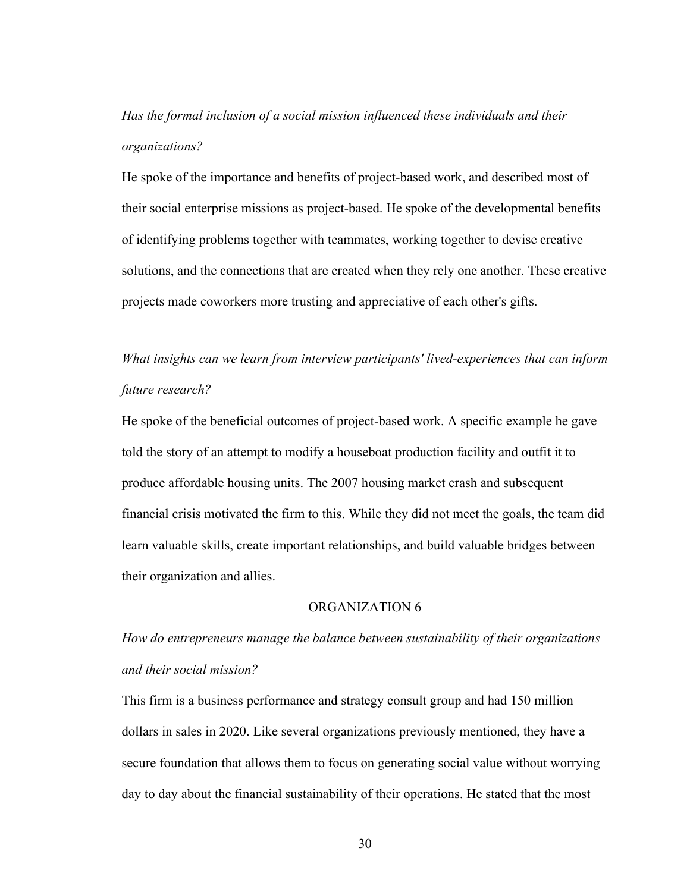*Has the formal inclusion of a social mission influenced these individuals and their organizations?*

He spoke of the importance and benefits of project-based work, and described most of their social enterprise missions as project-based. He spoke of the developmental benefits of identifying problems together with teammates, working together to devise creative solutions, and the connections that are created when they rely one another. These creative projects made coworkers more trusting and appreciative of each other's gifts.

*What insights can we learn from interview participants' lived-experiences that can inform future research?*

He spoke of the beneficial outcomes of project-based work. A specific example he gave told the story of an attempt to modify a houseboat production facility and outfit it to produce affordable housing units. The 2007 housing market crash and subsequent financial crisis motivated the firm to this. While they did not meet the goals, the team did learn valuable skills, create important relationships, and build valuable bridges between their organization and allies.

## ORGANIZATION 6

*How do entrepreneurs manage the balance between sustainability of their organizations and their social mission?*

This firm is a business performance and strategy consult group and had 150 million dollars in sales in 2020. Like several organizations previously mentioned, they have a secure foundation that allows them to focus on generating social value without worrying day to day about the financial sustainability of their operations. He stated that the most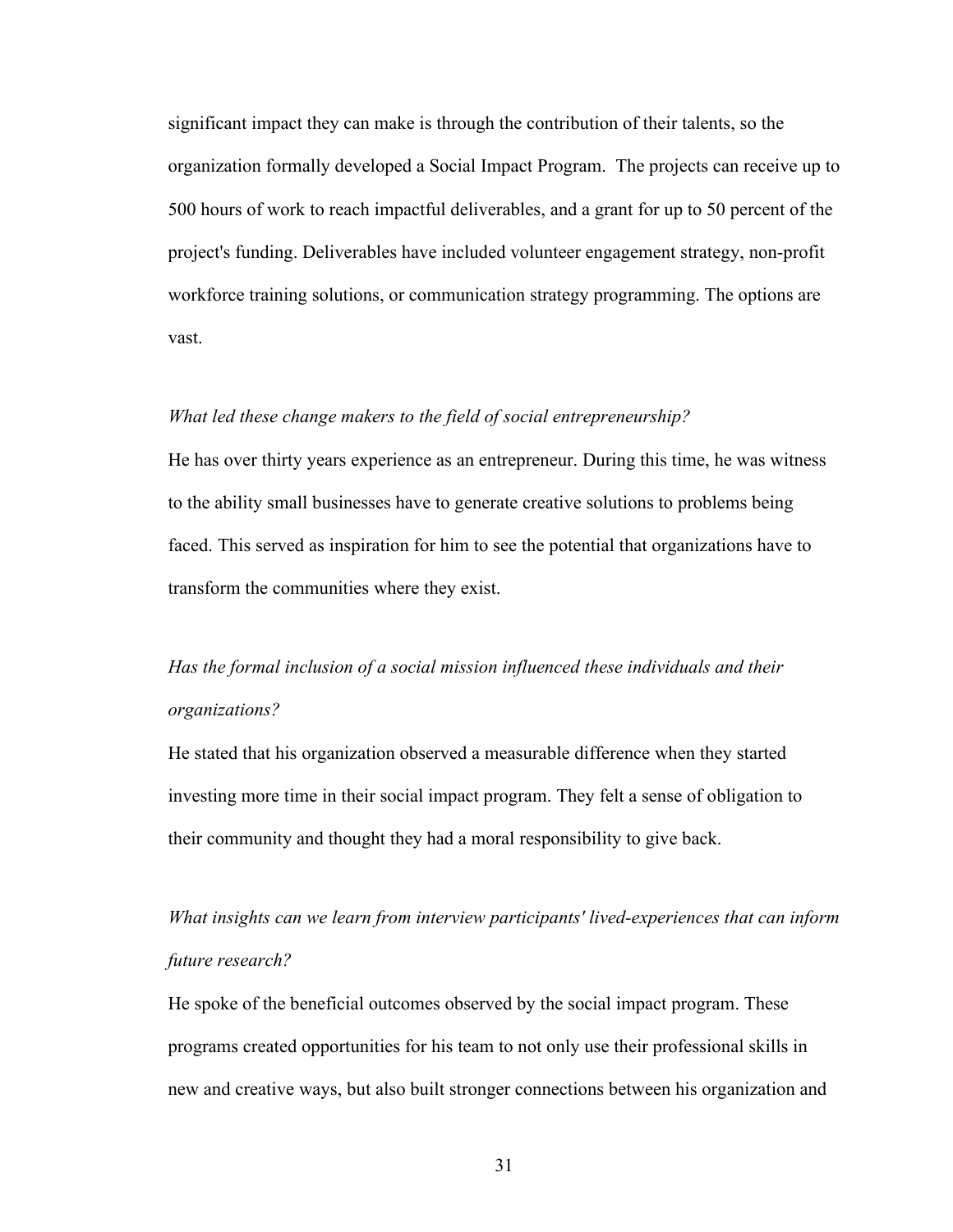significant impact they can make is through the contribution of their talents, so the organization formally developed a Social Impact Program. The projects can receive up to 500 hours of work to reach impactful deliverables, and a grant for up to 50 percent of the project's funding. Deliverables have included volunteer engagement strategy, non-profit workforce training solutions, or communication strategy programming. The options are vast.

*What led these change makers to the field of social entrepreneurship?*

He has over thirty years experience as an entrepreneur. During this time, he was witness to the ability small businesses have to generate creative solutions to problems being faced. This served as inspiration for him to see the potential that organizations have to transform the communities where they exist.

*Has the formal inclusion of a social mission influenced these individuals and their organizations?*

He stated that his organization observed a measurable difference when they started investing more time in their social impact program. They felt a sense of obligation to their community and thought they had a moral responsibility to give back.

*What insights can we learn from interview participants' lived-experiences that can inform future research?*

He spoke of the beneficial outcomes observed by the social impact program. These programs created opportunities for his team to not only use their professional skills in new and creative ways, but also built stronger connections between his organization and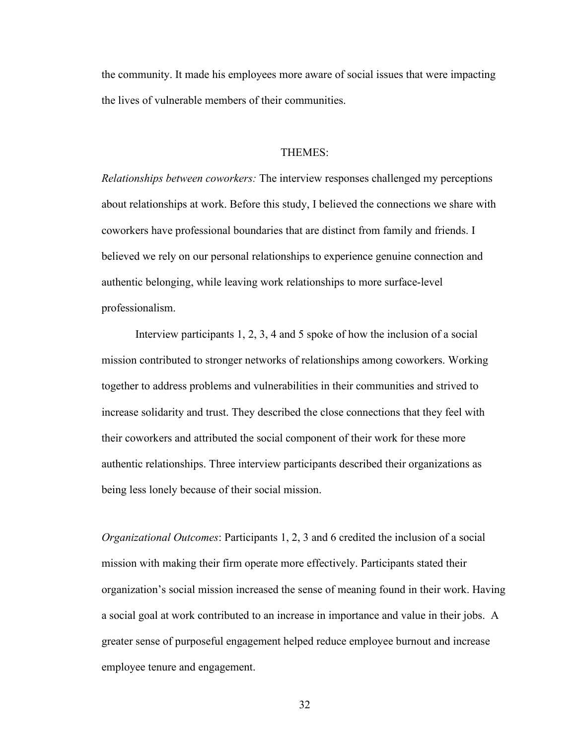the community. It made his employees more aware of social issues that were impacting the lives of vulnerable members of their communities.

## THEMES:

*Relationships between coworkers:* The interview responses challenged my perceptions about relationships at work. Before this study, I believed the connections we share with coworkers have professional boundaries that are distinct from family and friends. I believed we rely on our personal relationships to experience genuine connection and authentic belonging, while leaving work relationships to more surface-level professionalism.

Interview participants 1, 2, 3, 4 and 5 spoke of how the inclusion of a social mission contributed to stronger networks of relationships among coworkers. Working together to address problems and vulnerabilities in their communities and strived to increase solidarity and trust. They described the close connections that they feel with their coworkers and attributed the social component of their work for these more authentic relationships. Three interview participants described their organizations as being less lonely because of their social mission.

*Organizational Outcomes*: Participants 1, 2, 3 and 6 credited the inclusion of a social mission with making their firm operate more effectively. Participants stated their organization's social mission increased the sense of meaning found in their work. Having a social goal at work contributed to an increase in importance and value in their jobs. A greater sense of purposeful engagement helped reduce employee burnout and increase employee tenure and engagement.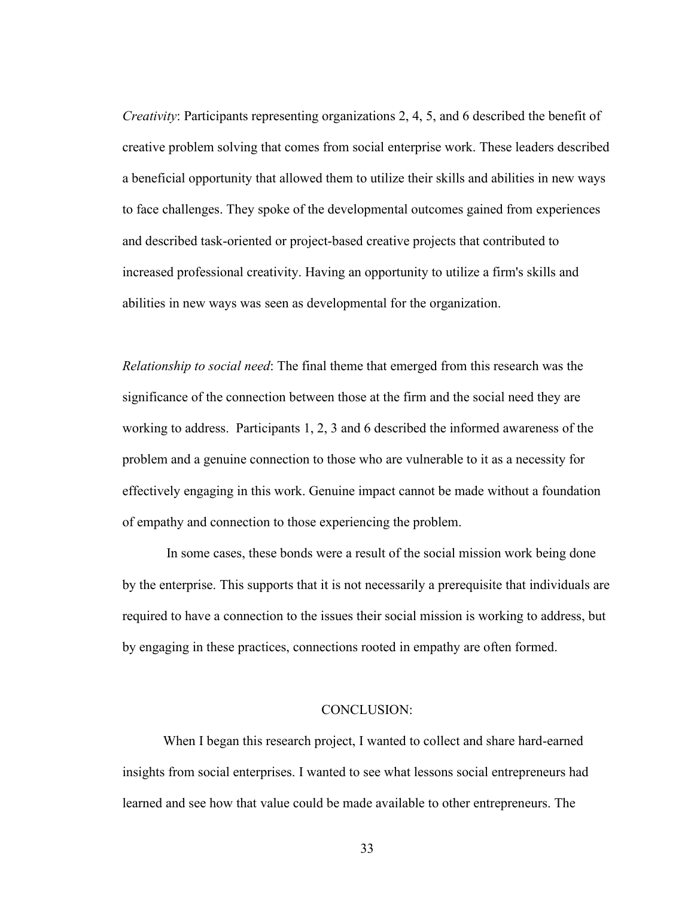*Creativity*: Participants representing organizations 2, 4, 5, and 6 described the benefit of creative problem solving that comes from social enterprise work. These leaders described a beneficial opportunity that allowed them to utilize their skills and abilities in new ways to face challenges. They spoke of the developmental outcomes gained from experiences and described task-oriented or project-based creative projects that contributed to increased professional creativity. Having an opportunity to utilize a firm's skills and abilities in new ways was seen as developmental for the organization.

*Relationship to social need*: The final theme that emerged from this research was the significance of the connection between those at the firm and the social need they are working to address. Participants 1, 2, 3 and 6 described the informed awareness of the problem and a genuine connection to those who are vulnerable to it as a necessity for effectively engaging in this work. Genuine impact cannot be made without a foundation of empathy and connection to those experiencing the problem.

In some cases, these bonds were a result of the social mission work being done by the enterprise. This supports that it is not necessarily a prerequisite that individuals are required to have a connection to the issues their social mission is working to address, but by engaging in these practices, connections rooted in empathy are often formed.

## CONCLUSION:

When I began this research project, I wanted to collect and share hard-earned insights from social enterprises. I wanted to see what lessons social entrepreneurs had learned and see how that value could be made available to other entrepreneurs. The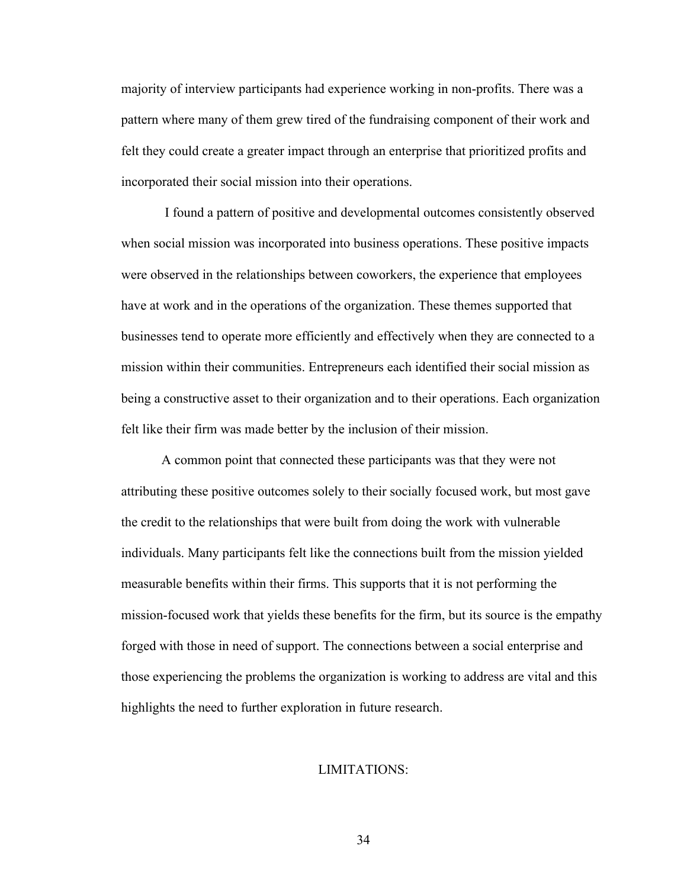majority of interview participants had experience working in non-profits. There was a pattern where many of them grew tired of the fundraising component of their work and felt they could create a greater impact through an enterprise that prioritized profits and incorporated their social mission into their operations.

I found a pattern of positive and developmental outcomes consistently observed when social mission was incorporated into business operations. These positive impacts were observed in the relationships between coworkers, the experience that employees have at work and in the operations of the organization. These themes supported that businesses tend to operate more efficiently and effectively when they are connected to a mission within their communities. Entrepreneurs each identified their social mission as being a constructive asset to their organization and to their operations. Each organization felt like their firm was made better by the inclusion of their mission.

A common point that connected these participants was that they were not attributing these positive outcomes solely to their socially focused work, but most gave the credit to the relationships that were built from doing the work with vulnerable individuals. Many participants felt like the connections built from the mission yielded measurable benefits within their firms. This supports that it is not performing the mission-focused work that yields these benefits for the firm, but its source is the empathy forged with those in need of support. The connections between a social enterprise and those experiencing the problems the organization is working to address are vital and this highlights the need to further exploration in future research.

## LIMITATIONS: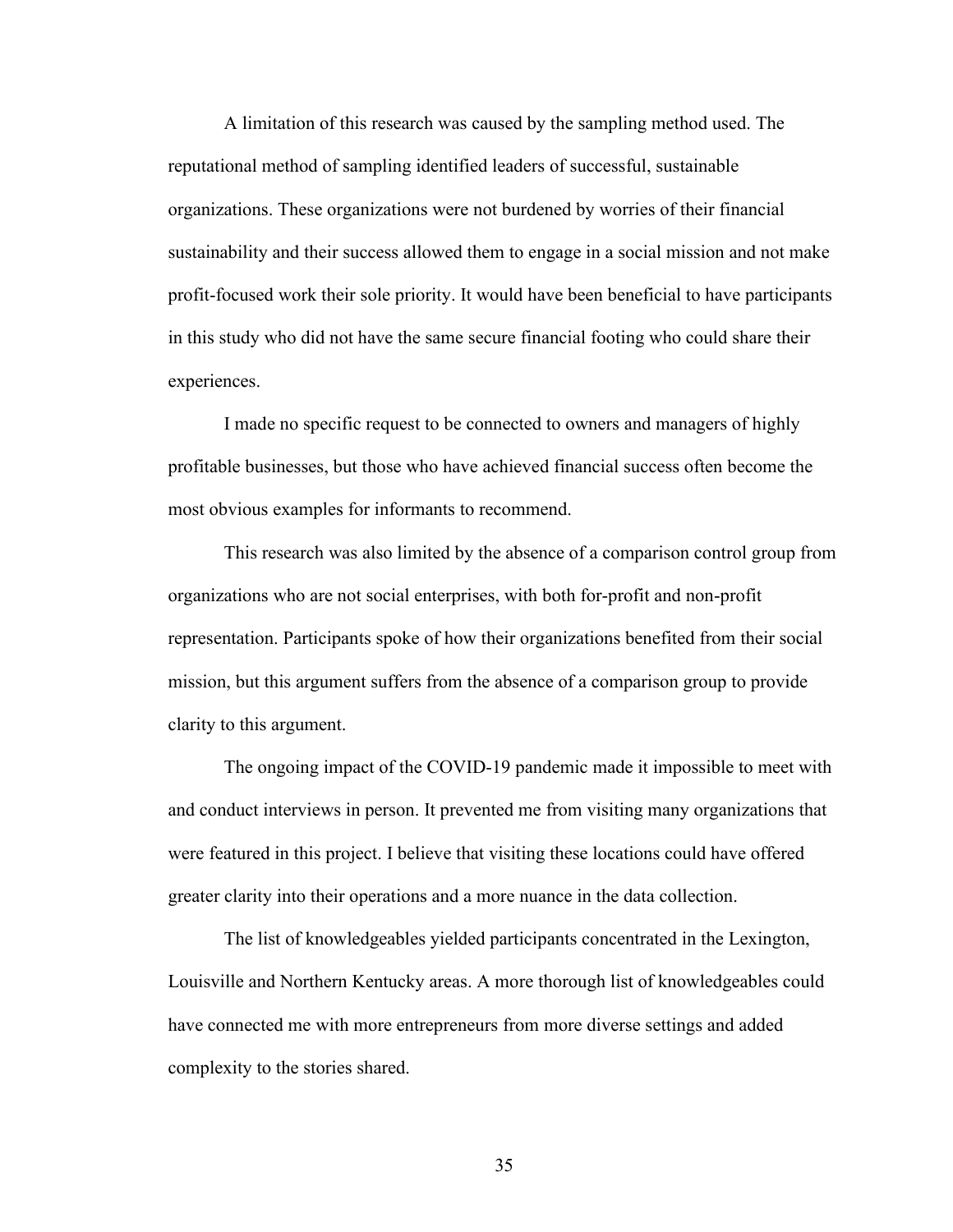A limitation of this research was caused by the sampling method used. The reputational method of sampling identified leaders of successful, sustainable organizations. These organizations were not burdened by worries of their financial sustainability and their success allowed them to engage in a social mission and not make profit-focused work their sole priority. It would have been beneficial to have participants in this study who did not have the same secure financial footing who could share their experiences.

I made no specific request to be connected to owners and managers of highly profitable businesses, but those who have achieved financial success often become the most obvious examples for informants to recommend.

This research was also limited by the absence of a comparison control group from organizations who are not social enterprises, with both for-profit and non-profit representation. Participants spoke of how their organizations benefited from their social mission, but this argument suffers from the absence of a comparison group to provide clarity to this argument.

The ongoing impact of the COVID-19 pandemic made it impossible to meet with and conduct interviews in person. It prevented me from visiting many organizations that were featured in this project. I believe that visiting these locations could have offered greater clarity into their operations and a more nuance in the data collection.

The list of knowledgeables yielded participants concentrated in the Lexington, Louisville and Northern Kentucky areas. A more thorough list of knowledgeables could have connected me with more entrepreneurs from more diverse settings and added complexity to the stories shared.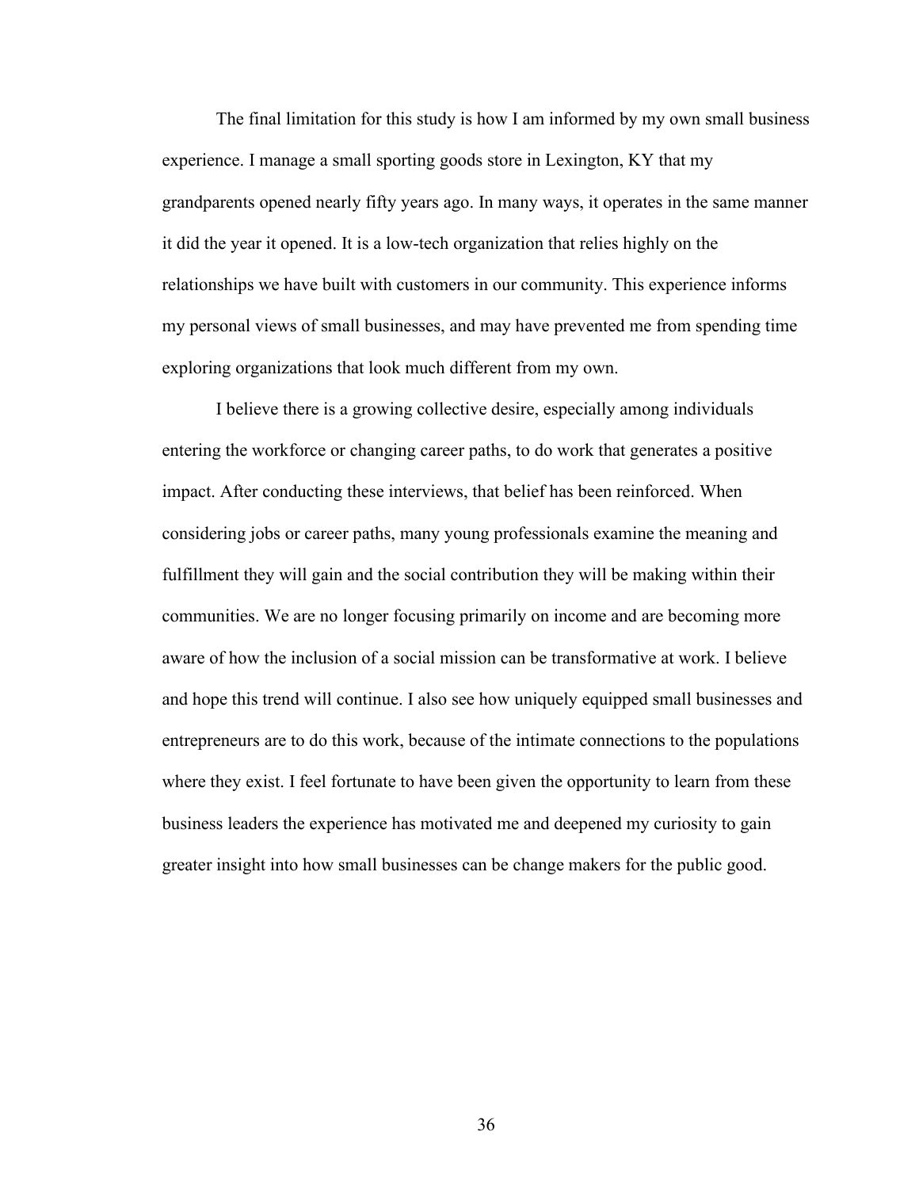The final limitation for this study is how I am informed by my own small business experience. I manage a small sporting goods store in Lexington, KY that my grandparents opened nearly fifty years ago. In many ways, it operates in the same manner it did the year it opened. It is a low-tech organization that relies highly on the relationships we have built with customers in our community. This experience informs my personal views of small businesses, and may have prevented me from spending time exploring organizations that look much different from my own.

I believe there is a growing collective desire, especially among individuals entering the workforce or changing career paths, to do work that generates a positive impact. After conducting these interviews, that belief has been reinforced. When considering jobs or career paths, many young professionals examine the meaning and fulfillment they will gain and the social contribution they will be making within their communities. We are no longer focusing primarily on income and are becoming more aware of how the inclusion of a social mission can be transformative at work. I believe and hope this trend will continue. I also see how uniquely equipped small businesses and entrepreneurs are to do this work, because of the intimate connections to the populations where they exist. I feel fortunate to have been given the opportunity to learn from these business leaders the experience has motivated me and deepened my curiosity to gain greater insight into how small businesses can be change makers for the public good.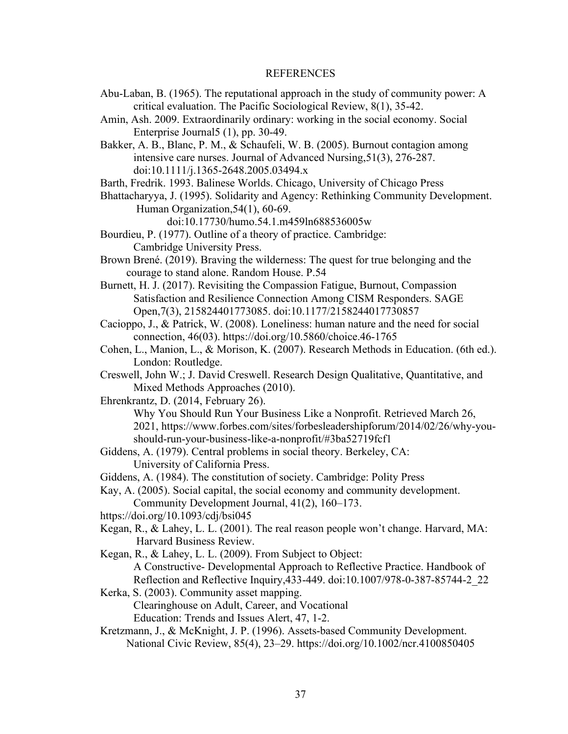# REFERENCES

Abu-Laban, B. (1965). The reputational approach in the study of community power: A critical evaluation. The Pacific Sociological Review, 8(1), 35-42.

Amin, Ash. 2009. Extraordinarily ordinary: working in the social economy. Social Enterprise Journal5 (1), pp. 30-49.

Bakker, A. B., Blanc, P. M., & Schaufeli, W. B. (2005). Burnout contagion among intensive care nurses. Journal of Advanced Nursing,51(3), 276-287. doi:10.1111/j.1365-2648.2005.03494.x

Barth, Fredrik. 1993. Balinese Worlds. Chicago, University of Chicago Press

Bhattacharyya, J. (1995). Solidarity and Agency: Rethinking Community Development. Human Organization,54(1), 60-69. doi:10.17730/humo.54.1.m459ln688536005w

Bourdieu, P. (1977). Outline of a theory of practice. Cambridge: Cambridge University Press.

Brown Brené. (2019). Braving the wilderness: The quest for true belonging and the courage to stand alone. Random House. P.54

Burnett, H. J. (2017). Revisiting the Compassion Fatigue, Burnout, Compassion Satisfaction and Resilience Connection Among CISM Responders. SAGE Open,7(3), 215824401773085. doi:10.1177/2158244017730857

Cacioppo, J., & Patrick, W. (2008). Loneliness: human nature and the need for social connection, 46(03). https://doi.org/10.5860/choice.46-1765

Cohen, L., Manion, L., & Morison, K. (2007). Research Methods in Education. (6th ed.). London: Routledge.

Creswell, John W.; J. David Creswell. Research Design Qualitative, Quantitative, and Mixed Methods Approaches (2010).

Ehrenkrantz, D. (2014, February 26). Why You Should Run Your Business Like a Nonprofit. Retrieved March 26, 2021, https://www.forbes.com/sites/forbesleadershipforum/2014/02/26/why-you-should-run-your-business-like-a-nonprofit/#3ba52719fcf1

Giddens, A. (1979). Central problems in social theory. Berkeley, CA: University of California Press.

Giddens, A. (1984). The constitution of society. Cambridge: Polity Press

Kay, A. (2005). Social capital, the social economy and community development. Community Development Journal, 41(2), 160–173. https://doi.org/10.1093/cdj/bsi045

Kegan, R., & Lahey, L. L. (2001). The real reason people won't change. Harvard, MA: Harvard Business Review.

Kegan, R., & Lahey, L. L. (2009). From Subject to Object: A Constructive- Developmental Approach to Reflective Practice. Handbook of Reflection and Reflective Inquiry,433-449. doi:10.1007/978-0-387-85744-2_22

Kerka, S. (2003). Community asset mapping. Clearinghouse on Adult, Career, and Vocational Education: Trends and Issues Alert, 47, 1-2.

Kretzmann, J., & McKnight, J. P. (1996). Assets-based Community Development. National Civic Review, 85(4), 23–29. https://doi.org/10.1002/ncr.4100850405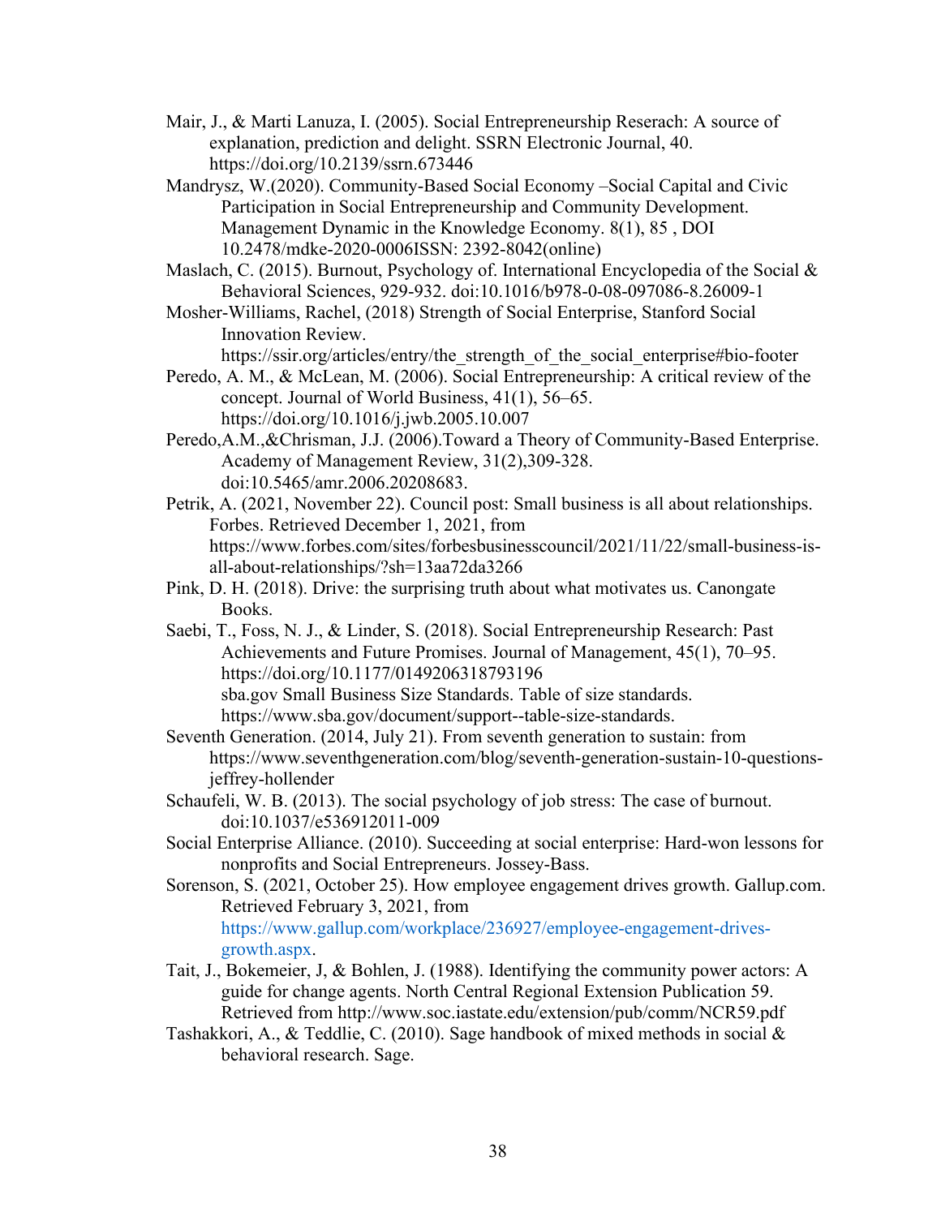Mair, J., & Marti Lanuza, I. (2005). Social Entrepreneurship Reserach: A source of explanation, prediction and delight. SSRN Electronic Journal, 40. https://doi.org/10.2139/ssrn.673446

Mandrysz, W.(2020). Community-Based Social Economy –Social Capital and Civic Participation in Social Entrepreneurship and Community Development. Management Dynamic in the Knowledge Economy. 8(1), 85 , DOI 10.2478/mdke-2020-0006ISSN: 2392-8042(online)

Maslach, C. (2015). Burnout, Psychology of. International Encyclopedia of the Social & Behavioral Sciences, 929-932. doi:10.1016/b978-0-08-097086-8.26009-1

Mosher-Williams, Rachel, (2018) Strength of Social Enterprise, Stanford Social Innovation Review. https://ssir.org/articles/entry/the_strength_of_the_social_enterprise#bio-footer

Peredo, A. M., & McLean, M. (2006). Social Entrepreneurship: A critical review of the concept. Journal of World Business, 41(1), 56–65. https://doi.org/10.1016/j.jwb.2005.10.007

Peredo,A.M.,&Chrisman, J.J. (2006).Toward a Theory of Community-Based Enterprise. Academy of Management Review, 31(2),309-328. doi:10.5465/amr.2006.20208683.

Petrik, A. (2021, November 22). Council post: Small business is all about relationships. Forbes. Retrieved December 1, 2021, from https://www.forbes.com/sites/forbesbusinesscouncil/2021/11/22/small-business-is-all-about-relationships/?sh=13aa72da3266

Pink, D. H. (2018). Drive: the surprising truth about what motivates us. Canongate Books.

Saebi, T., Foss, N. J., & Linder, S. (2018). Social Entrepreneurship Research: Past Achievements and Future Promises. Journal of Management, 45(1), 70–95. https://doi.org/10.1177/0149206318793196
sba.gov Small Business Size Standards. Table of size standards. https://www.sba.gov/document/support--table-size-standards.

Seventh Generation. (2014, July 21). From seventh generation to sustain: from https://www.seventhgeneration.com/blog/seventh-generation-sustain-10-questions-jeffrey-hollender

Schaufeli, W. B. (2013). The social psychology of job stress: The case of burnout. doi:10.1037/e536912011-009

Social Enterprise Alliance. (2010). Succeeding at social enterprise: Hard-won lessons for nonprofits and Social Entrepreneurs. Jossey-Bass.

Sorenson, S. (2021, October 25). How employee engagement drives growth. Gallup.com. Retrieved February 3, 2021, from https://www.gallup.com/workplace/236927/employee-engagement-drives-growth.aspx.

Tait, J., Bokemeier, J, & Bohlen, J. (1988). Identifying the community power actors: A guide for change agents. North Central Regional Extension Publication 59. Retrieved from http://www.soc.iastate.edu/extension/pub/comm/NCR59.pdf

Tashakkori, A., & Teddlie, C. (2010). Sage handbook of mixed methods in social & behavioral research. Sage.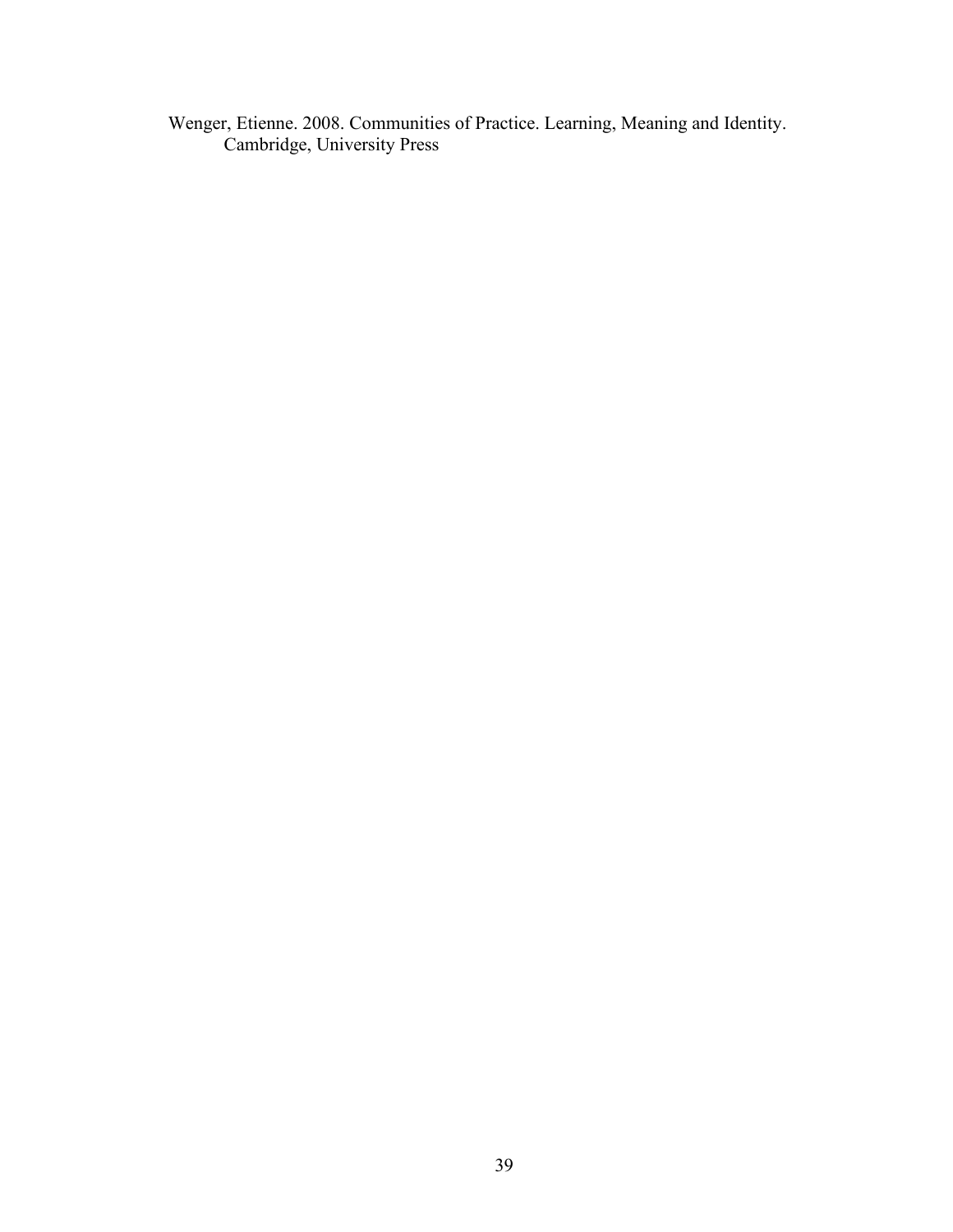Wenger, Etienne. 2008. Communities of Practice. Learning, Meaning and Identity. Cambridge, University Press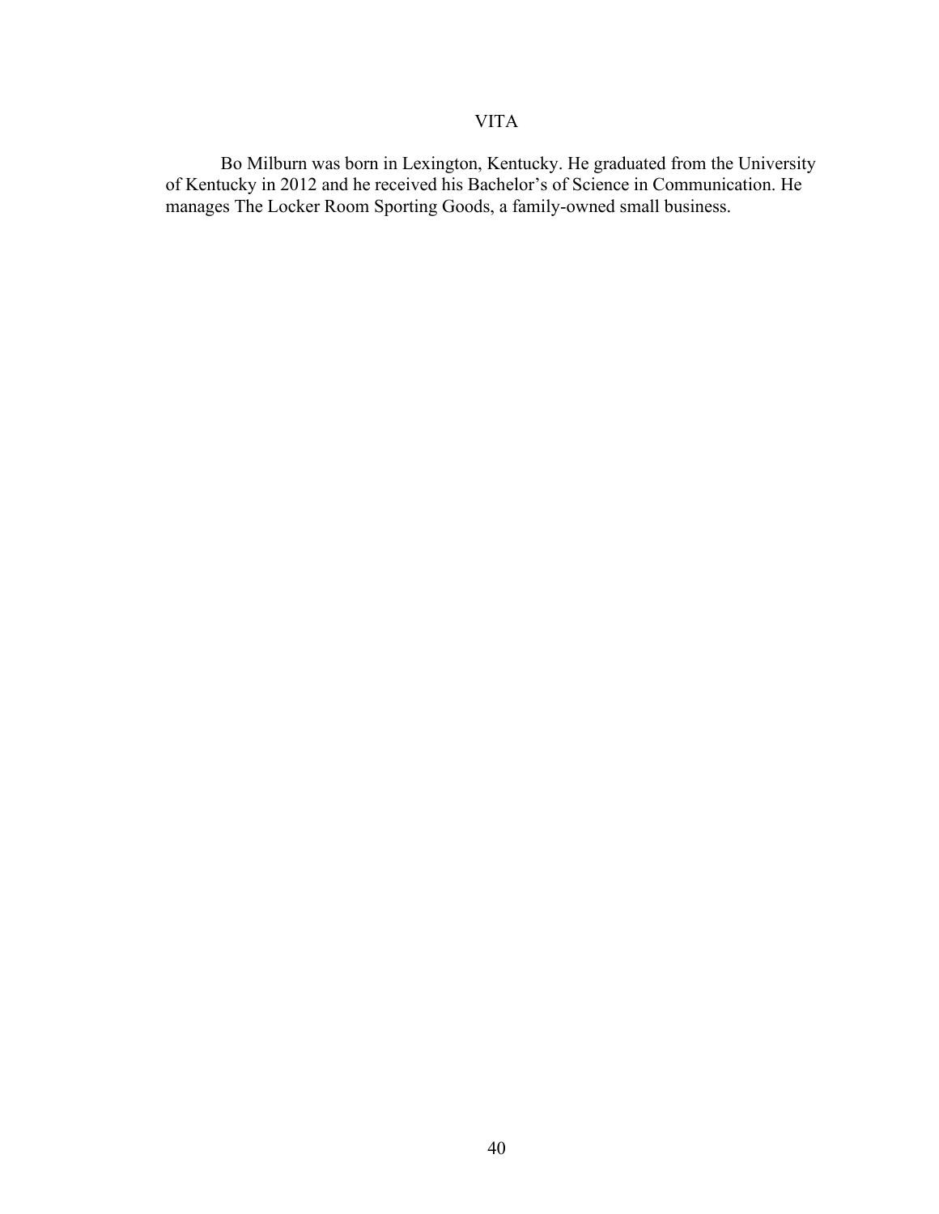# VITA

Bo Milburn was born in Lexington, Kentucky. He graduated from the University of Kentucky in 2012 and he received his Bachelor's of Science in Communication. He manages The Locker Room Sporting Goods, a family-owned small business.